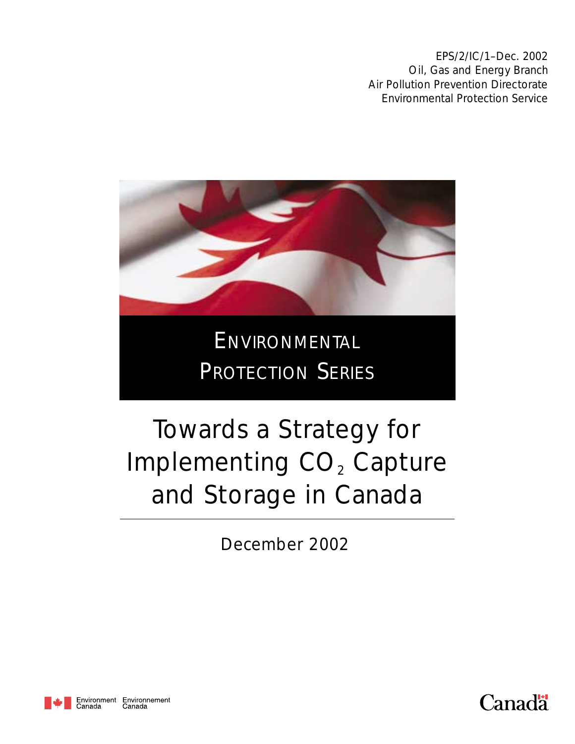EPS/2/IC/1–Dec. 2002
Oil, Gas and Energy Branch
Air Pollution Prevention Directorate
Environmental Protection Service

ENVIRONMENTAL PROTECTION SERIES

# Towards a Strategy for Implementing $CO_2$ Capture and Storage in Canada

December 2002

Environment Canada Environnement Canada

Canada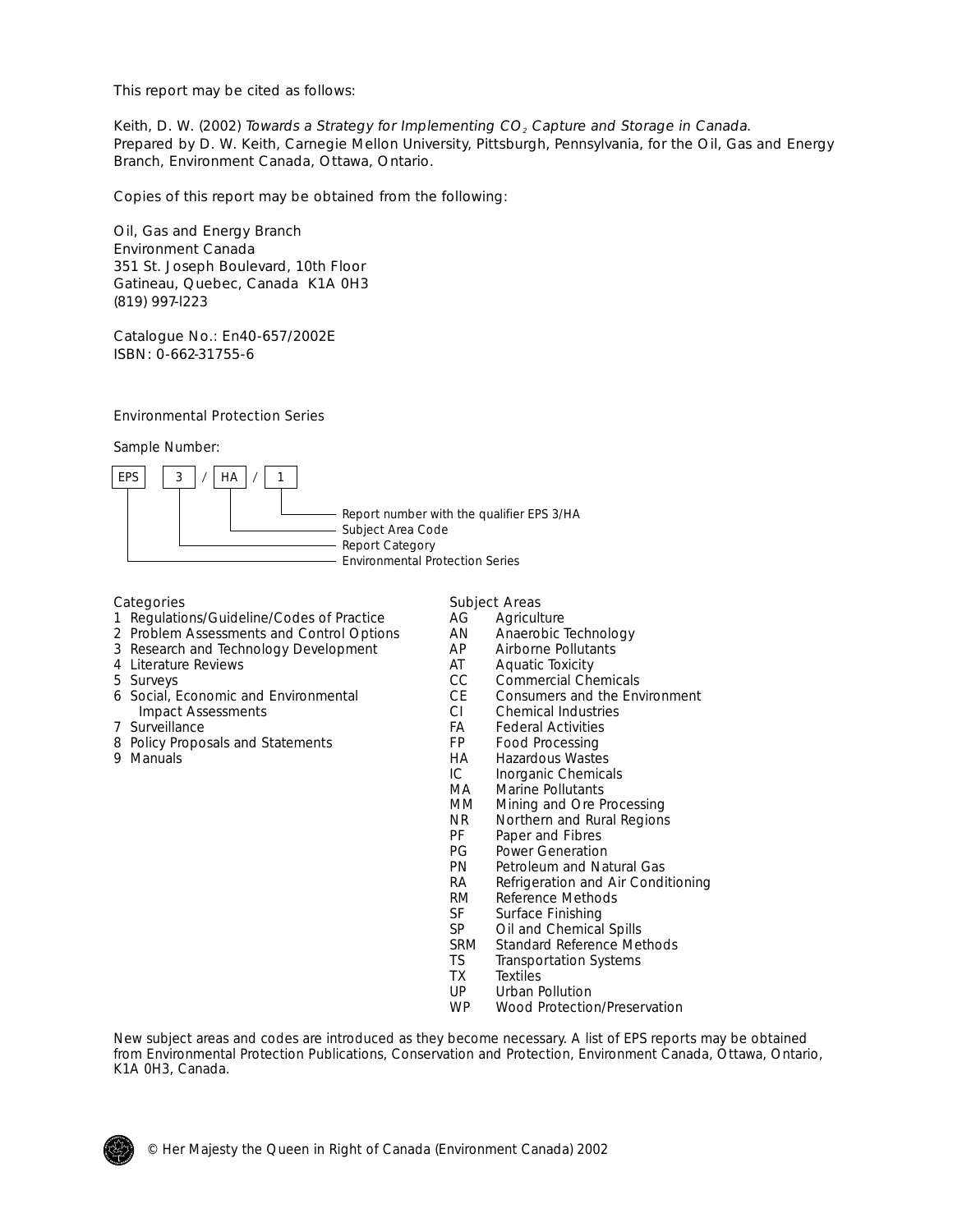This report may be cited as follows:

Keith, D. W. (2002) *Towards a Strategy for Implementing $CO_2$ Capture and Storage in Canada.* Prepared by D. W. Keith, Carnegie Mellon University, Pittsburgh, Pennsylvania, for the Oil, Gas and Energy Branch, Environment Canada, Ottawa, Ontario.

Copies of this report may be obtained from the following:

Oil, Gas and Energy Branch
Environment Canada
351 St. Joseph Boulevard, 10th Floor
Gatineau, Quebec, Canada K1A 0H3
(819) 997-l223

Catalogue No.: En40-657/2002E
ISBN: 0-662-31755-6

Environmental Protection Series

Sample Number:

EPS 3 / HA / 1

- 1 — Report number with the qualifier EPS 3/HA
- HA — Subject Area Code
- 3 — Report Category
- EPS — Environmental Protection Series

Categories

1. Regulations/Guideline/Codes of Practice
2. Problem Assessments and Control Options
3. Research and Technology Development
4. Literature Reviews
5. Surveys
6. Social, Economic and Environmental Impact Assessments
7. Surveillance
8. Policy Proposals and Statements
9. Manuals

Subject Areas

| Code | Subject Area |
|---|---|
| AG | Agriculture |
| AN | Anaerobic Technology |
| AP | Airborne Pollutants |
| AT | Aquatic Toxicity |
| CC | Commercial Chemicals |
| CE | Consumers and the Environment |
| CI | Chemical Industries |
| FA | Federal Activities |
| FP | Food Processing |
| HA | Hazardous Wastes |
| IC | Inorganic Chemicals |
| MA | Marine Pollutants |
| MM | Mining and Ore Processing |
| NR | Northern and Rural Regions |
| PF | Paper and Fibres |
| PG | Power Generation |
| PN | Petroleum and Natural Gas |
| RA | Refrigeration and Air Conditioning |
| RM | Reference Methods |
| SF | Surface Finishing |
| SP | Oil and Chemical Spills |
| SRM | Standard Reference Methods |
| TS | Transportation Systems |
| TX | Textiles |
| UP | Urban Pollution |
| WP | Wood Protection/Preservation |

New subject areas and codes are introduced as they become necessary. A list of EPS reports may be obtained from Environmental Protection Publications, Conservation and Protection, Environment Canada, Ottawa, Ontario, K1A 0H3, Canada.

© Her Majesty the Queen in Right of Canada (Environment Canada) 2002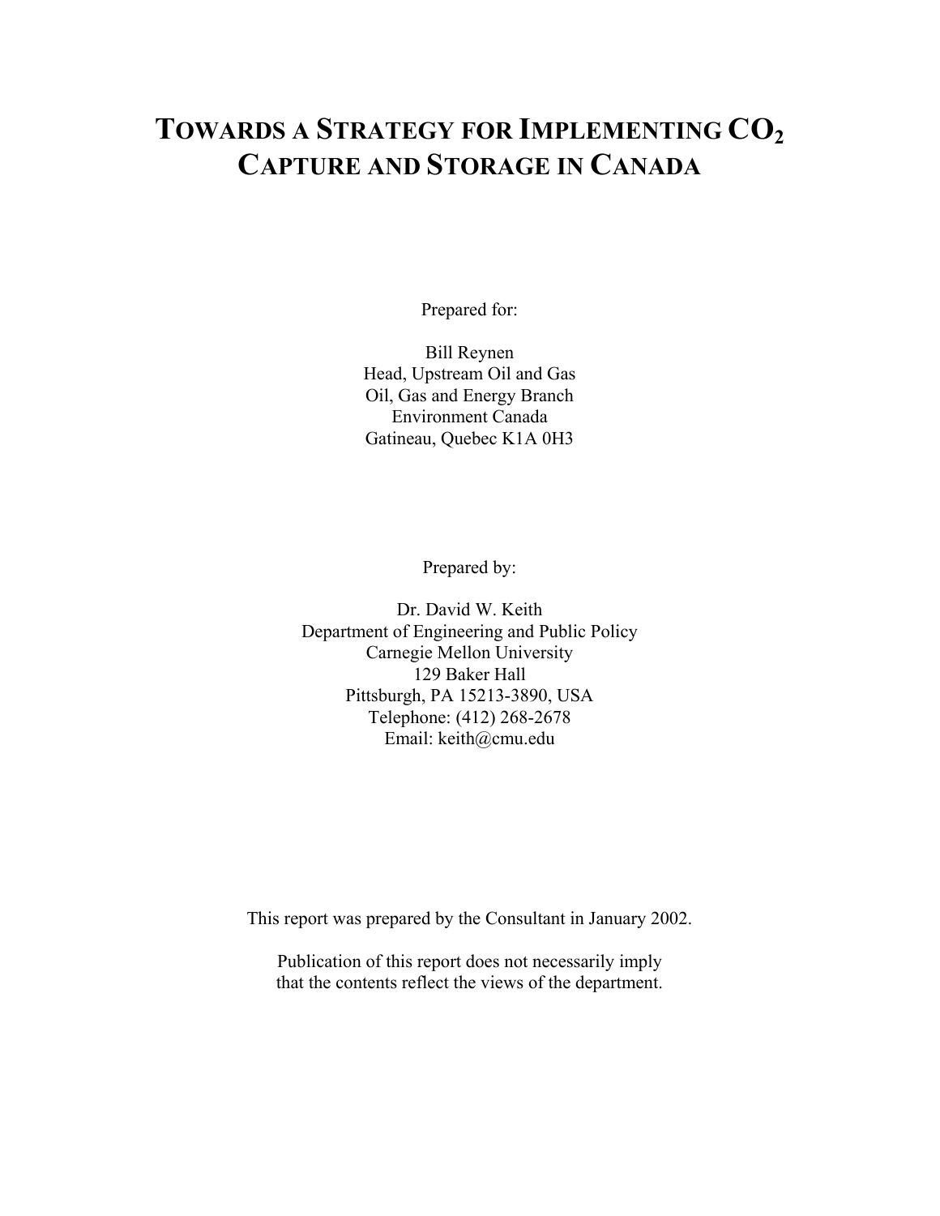# TOWARDS A STRATEGY FOR IMPLEMENTING $CO_2$ CAPTURE AND STORAGE IN CANADA

Prepared for:

Bill Reynen
Head, Upstream Oil and Gas
Oil, Gas and Energy Branch
Environment Canada
Gatineau, Quebec K1A 0H3

Prepared by:

Dr. David W. Keith
Department of Engineering and Public Policy
Carnegie Mellon University
129 Baker Hall
Pittsburgh, PA 15213-3890, USA
Telephone: (412) 268-2678
Email: keith@cmu.edu

This report was prepared by the Consultant in January 2002.

Publication of this report does not necessarily imply that the contents reflect the views of the department.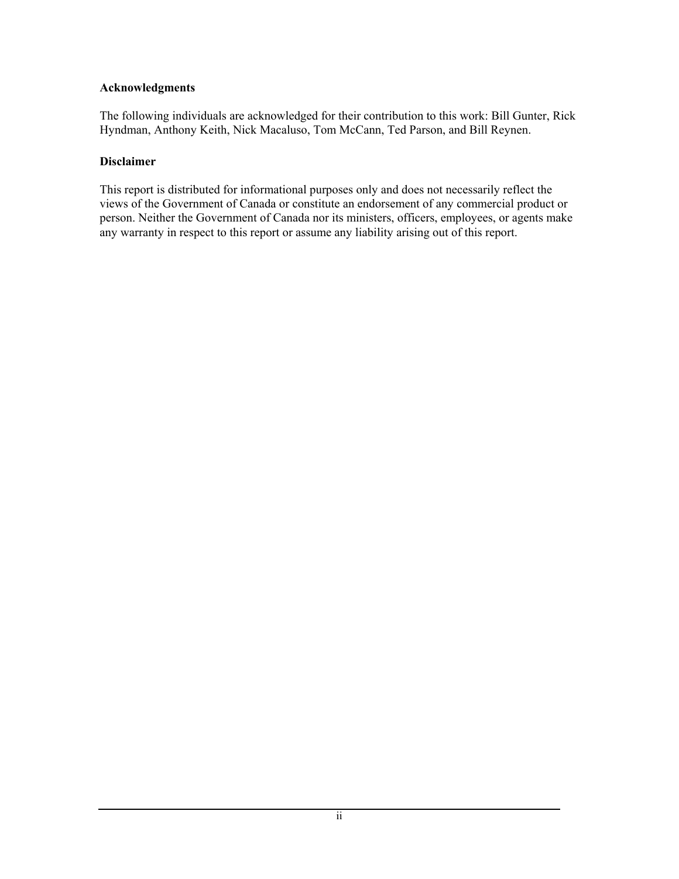**Acknowledgments**

The following individuals are acknowledged for their contribution to this work: Bill Gunter, Rick Hyndman, Anthony Keith, Nick Macaluso, Tom McCann, Ted Parson, and Bill Reynen.

**Disclaimer**

This report is distributed for informational purposes only and does not necessarily reflect the views of the Government of Canada or constitute an endorsement of any commercial product or person. Neither the Government of Canada nor its ministers, officers, employees, or agents make any warranty in respect to this report or assume any liability arising out of this report.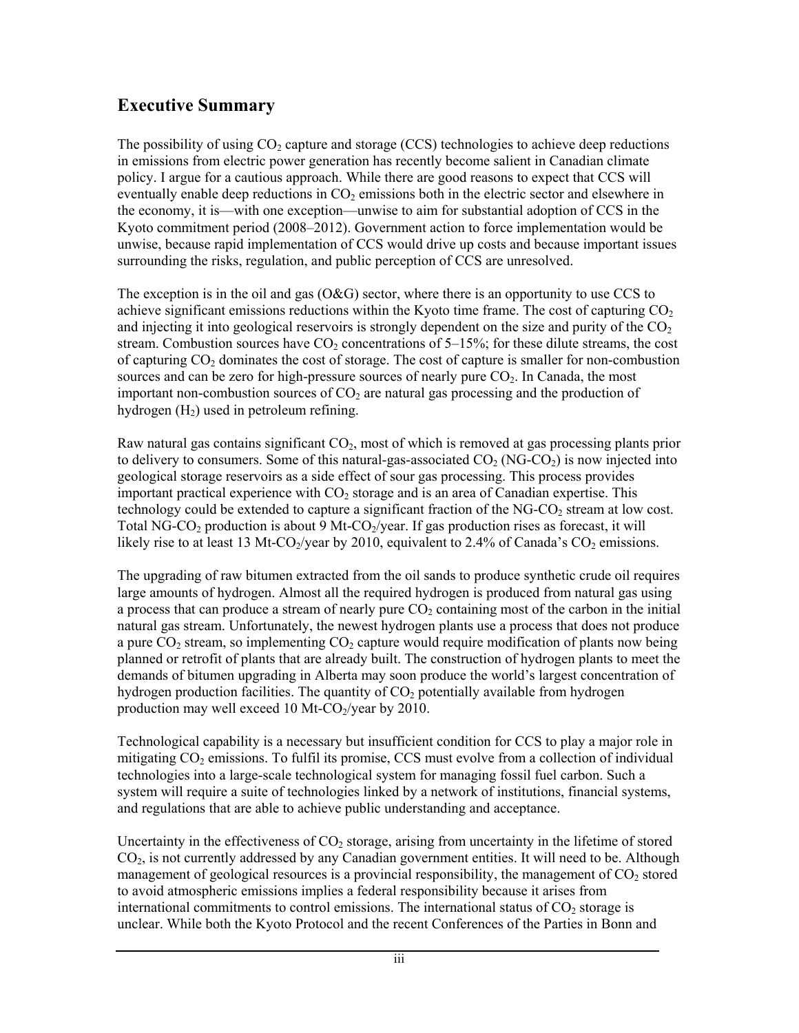## Executive Summary

The possibility of using $CO_2$ capture and storage (CCS) technologies to achieve deep reductions in emissions from electric power generation has recently become salient in Canadian climate policy. I argue for a cautious approach. While there are good reasons to expect that CCS will eventually enable deep reductions in $CO_2$ emissions both in the electric sector and elsewhere in the economy, it is—with one exception—unwise to aim for substantial adoption of CCS in the Kyoto commitment period (2008–2012). Government action to force implementation would be unwise, because rapid implementation of CCS would drive up costs and because important issues surrounding the risks, regulation, and public perception of CCS are unresolved.

The exception is in the oil and gas (O&G) sector, where there is an opportunity to use CCS to achieve significant emissions reductions within the Kyoto time frame. The cost of capturing $CO_2$ and injecting it into geological reservoirs is strongly dependent on the size and purity of the $CO_2$ stream. Combustion sources have $CO_2$ concentrations of 5–15%; for these dilute streams, the cost of capturing $CO_2$ dominates the cost of storage. The cost of capture is smaller for non-combustion sources and can be zero for high-pressure sources of nearly pure $CO_2$. In Canada, the most important non-combustion sources of $CO_2$ are natural gas processing and the production of hydrogen ($H_2$) used in petroleum refining.

Raw natural gas contains significant $CO_2$, most of which is removed at gas processing plants prior to delivery to consumers. Some of this natural-gas-associated $CO_2$ (NG-$CO_2$) is now injected into geological storage reservoirs as a side effect of sour gas processing. This process provides important practical experience with $CO_2$ storage and is an area of Canadian expertise. This technology could be extended to capture a significant fraction of the NG-$CO_2$ stream at low cost. Total NG-$CO_2$ production is about 9 Mt-$CO_2$/year. If gas production rises as forecast, it will likely rise to at least 13 Mt-$CO_2$/year by 2010, equivalent to 2.4% of Canada's $CO_2$ emissions.

The upgrading of raw bitumen extracted from the oil sands to produce synthetic crude oil requires large amounts of hydrogen. Almost all the required hydrogen is produced from natural gas using a process that can produce a stream of nearly pure $CO_2$ containing most of the carbon in the initial natural gas stream. Unfortunately, the newest hydrogen plants use a process that does not produce a pure $CO_2$ stream, so implementing $CO_2$ capture would require modification of plants now being planned or retrofit of plants that are already built. The construction of hydrogen plants to meet the demands of bitumen upgrading in Alberta may soon produce the world's largest concentration of hydrogen production facilities. The quantity of $CO_2$ potentially available from hydrogen production may well exceed 10 Mt-$CO_2$/year by 2010.

Technological capability is a necessary but insufficient condition for CCS to play a major role in mitigating $CO_2$ emissions. To fulfil its promise, CCS must evolve from a collection of individual technologies into a large-scale technological system for managing fossil fuel carbon. Such a system will require a suite of technologies linked by a network of institutions, financial systems, and regulations that are able to achieve public understanding and acceptance.

Uncertainty in the effectiveness of $CO_2$ storage, arising from uncertainty in the lifetime of stored $CO_2$, is not currently addressed by any Canadian government entities. It will need to be. Although management of geological resources is a provincial responsibility, the management of $CO_2$ stored to avoid atmospheric emissions implies a federal responsibility because it arises from international commitments to control emissions. The international status of $CO_2$ storage is unclear. While both the Kyoto Protocol and the recent Conferences of the Parties in Bonn and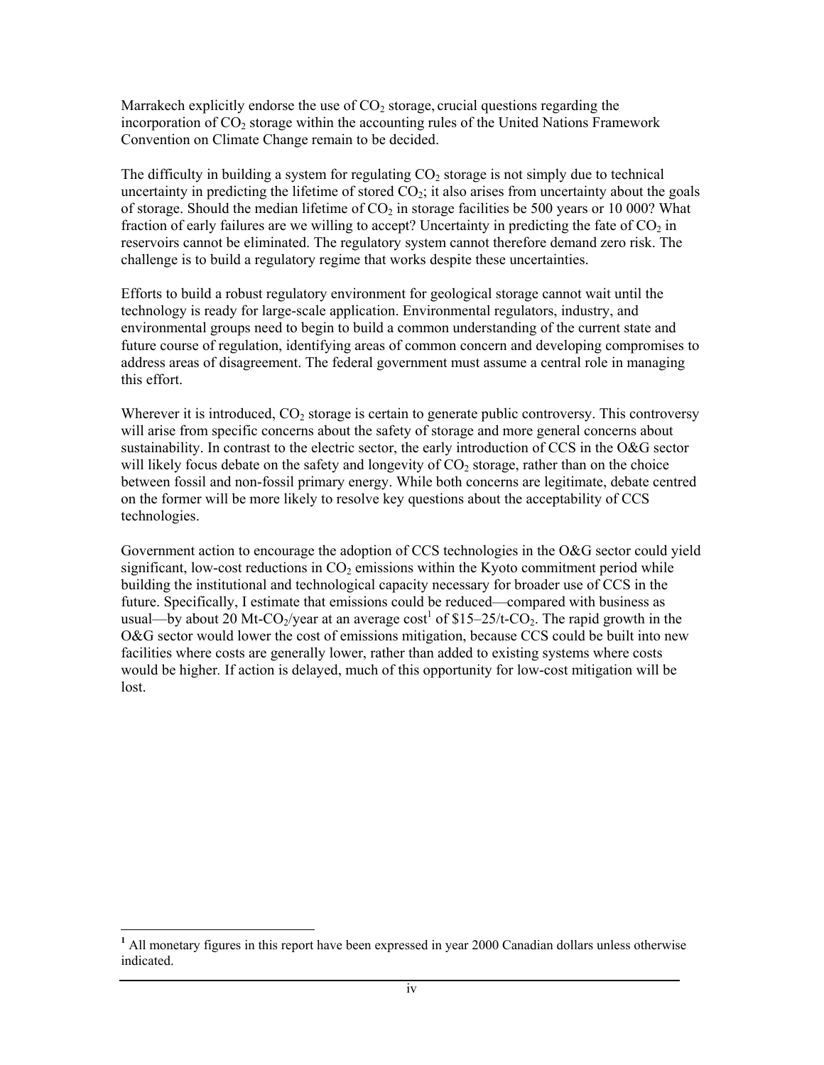Marrakech explicitly endorse the use of $CO_2$ storage, crucial questions regarding the incorporation of $CO_2$ storage within the accounting rules of the United Nations Framework Convention on Climate Change remain to be decided.

The difficulty in building a system for regulating $CO_2$ storage is not simply due to technical uncertainty in predicting the lifetime of stored $CO_2$; it also arises from uncertainty about the goals of storage. Should the median lifetime of $CO_2$ in storage facilities be 500 years or 10 000? What fraction of early failures are we willing to accept? Uncertainty in predicting the fate of $CO_2$ in reservoirs cannot be eliminated. The regulatory system cannot therefore demand zero risk. The challenge is to build a regulatory regime that works despite these uncertainties.

Efforts to build a robust regulatory environment for geological storage cannot wait until the technology is ready for large-scale application. Environmental regulators, industry, and environmental groups need to begin to build a common understanding of the current state and future course of regulation, identifying areas of common concern and developing compromises to address areas of disagreement. The federal government must assume a central role in managing this effort.

Wherever it is introduced, $CO_2$ storage is certain to generate public controversy. This controversy will arise from specific concerns about the safety of storage and more general concerns about sustainability. In contrast to the electric sector, the early introduction of CCS in the O&G sector will likely focus debate on the safety and longevity of $CO_2$ storage, rather than on the choice between fossil and non-fossil primary energy. While both concerns are legitimate, debate centred on the former will be more likely to resolve key questions about the acceptability of CCS technologies.

Government action to encourage the adoption of CCS technologies in the O&G sector could yield significant, low-cost reductions in $CO_2$ emissions within the Kyoto commitment period while building the institutional and technological capacity necessary for broader use of CCS in the future. Specifically, I estimate that emissions could be reduced—compared with business as usual—by about 20 Mt-$CO_2$/year at an average cost[1] of \$15–25/t-$CO_2$. The rapid growth in the O&G sector would lower the cost of emissions mitigation, because CCS could be built into new facilities where costs are generally lower, rather than added to existing systems where costs would be higher. If action is delayed, much of this opportunity for low-cost mitigation will be lost.

[1] All monetary figures in this report have been expressed in year 2000 Canadian dollars unless otherwise indicated.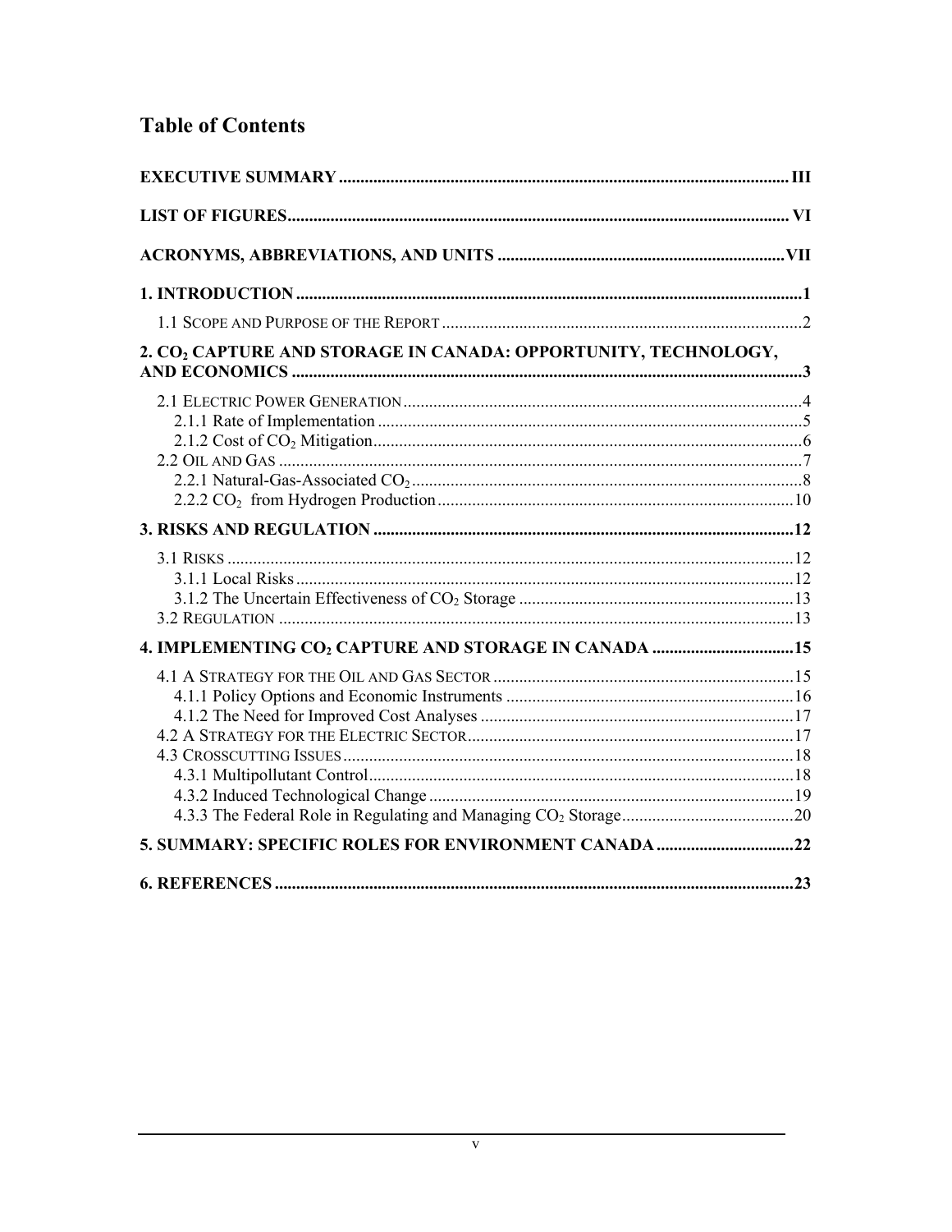# Table of Contents

**EXECUTIVE SUMMARY** ........ III

**LIST OF FIGURES** ........ VI

**ACRONYMS, ABBREVIATIONS, AND UNITS** ........ VII

**1. INTRODUCTION** ........ 1

- 1.1 Scope and Purpose of the Report ........ 2

**2. $CO_2$ CAPTURE AND STORAGE IN CANADA: OPPORTUNITY, TECHNOLOGY, AND ECONOMICS** ........ 3

- 2.1 Electric Power Generation ........ 4
  - 2.1.1 Rate of Implementation ........ 5
  - 2.1.2 Cost of $CO_2$ Mitigation ........ 6
- 2.2 Oil and Gas ........ 7
  - 2.2.1 Natural-Gas-Associated $CO_2$ ........ 8
  - 2.2.2 $CO_2$ from Hydrogen Production ........ 10

**3. RISKS AND REGULATION** ........ 12

- 3.1 Risks ........ 12
  - 3.1.1 Local Risks ........ 12
  - 3.1.2 The Uncertain Effectiveness of $CO_2$ Storage ........ 13
- 3.2 Regulation ........ 13

**4. IMPLEMENTING $CO_2$ CAPTURE AND STORAGE IN CANADA** ........ 15

- 4.1 A Strategy for the Oil and Gas Sector ........ 15
  - 4.1.1 Policy Options and Economic Instruments ........ 16
  - 4.1.2 The Need for Improved Cost Analyses ........ 17
- 4.2 A Strategy for the Electric Sector ........ 17
- 4.3 Crosscutting Issues ........ 18
  - 4.3.1 Multipollutant Control ........ 18
  - 4.3.2 Induced Technological Change ........ 19
  - 4.3.3 The Federal Role in Regulating and Managing $CO_2$ Storage ........ 20

**5. SUMMARY: SPECIFIC ROLES FOR ENVIRONMENT CANADA** ........ 22

**6. REFERENCES** ........ 23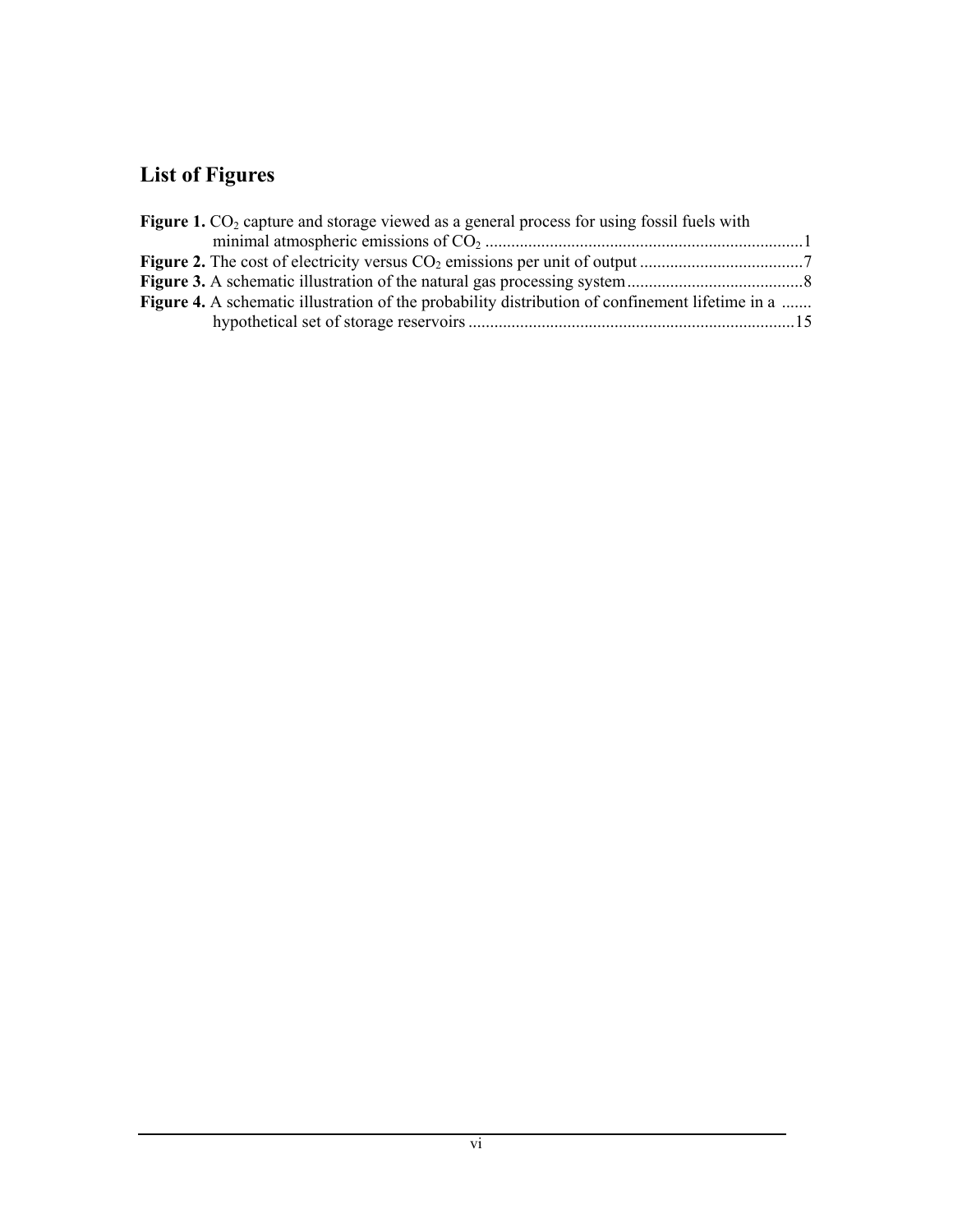## List of Figures

**Figure 1.** $CO_2$ capture and storage viewed as a general process for using fossil fuels with minimal atmospheric emissions of $CO_2$ .........................................................................1

**Figure 2.** The cost of electricity versus $CO_2$ emissions per unit of output ......................................7

**Figure 3.** A schematic illustration of the natural gas processing system.........................................8

**Figure 4.** A schematic illustration of the probability distribution of confinement lifetime in a ....... hypothetical set of storage reservoirs ...........................................................................15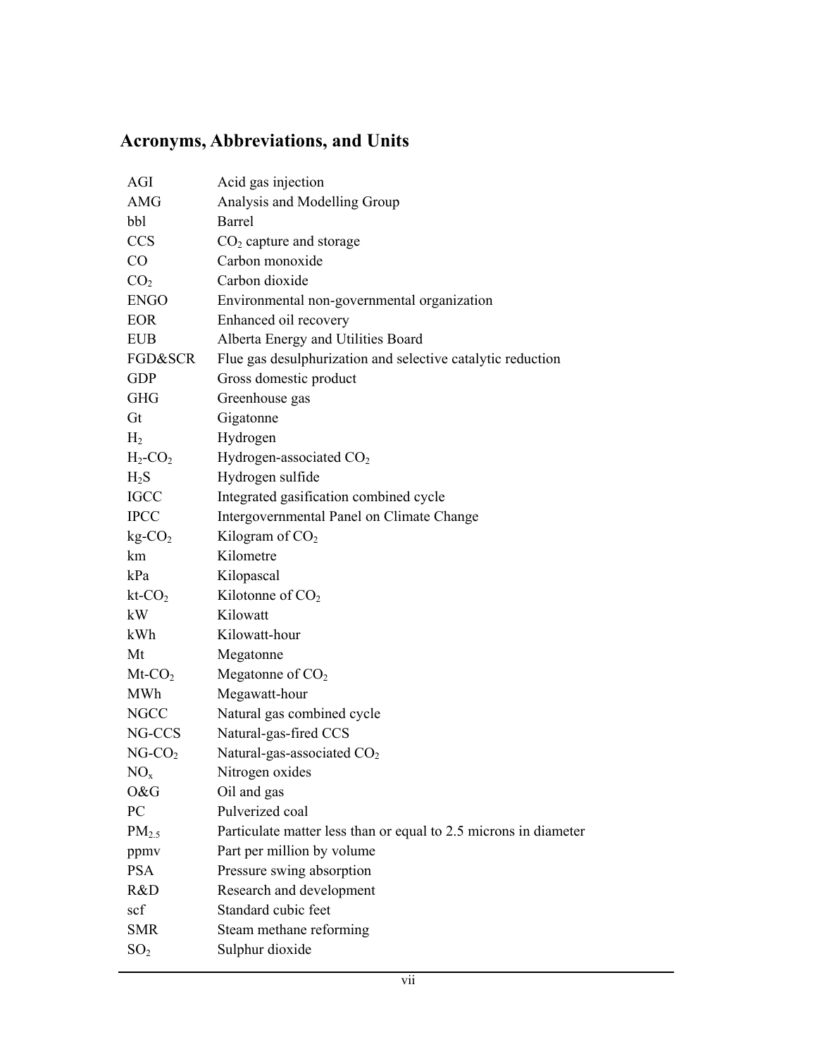## Acronyms, Abbreviations, and Units

| | |
|---|---|
| AGI | Acid gas injection |
| AMG | Analysis and Modelling Group |
| bbl | Barrel |
| CCS | $CO_2$ capture and storage |
| CO | Carbon monoxide |
| $CO_2$ | Carbon dioxide |
| ENGO | Environmental non-governmental organization |
| EOR | Enhanced oil recovery |
| EUB | Alberta Energy and Utilities Board |
| FGD&SCR | Flue gas desulphurization and selective catalytic reduction |
| GDP | Gross domestic product |
| GHG | Greenhouse gas |
| Gt | Gigatonne |
| $H_2$ | Hydrogen |
| $H_2$-$CO_2$ | Hydrogen-associated $CO_2$ |
| $H_2S$ | Hydrogen sulfide |
| IGCC | Integrated gasification combined cycle |
| IPCC | Intergovernmental Panel on Climate Change |
| kg-$CO_2$ | Kilogram of $CO_2$ |
| km | Kilometre |
| kPa | Kilopascal |
| kt-$CO_2$ | Kilotonne of $CO_2$ |
| kW | Kilowatt |
| kWh | Kilowatt-hour |
| Mt | Megatonne |
| Mt-$CO_2$ | Megatonne of $CO_2$ |
| MWh | Megawatt-hour |
| NGCC | Natural gas combined cycle |
| NG-CCS | Natural-gas-fired CCS |
| NG-$CO_2$ | Natural-gas-associated $CO_2$ |
| $NO_x$ | Nitrogen oxides |
| O&G | Oil and gas |
| PC | Pulverized coal |
| $PM_{2.5}$ | Particulate matter less than or equal to 2.5 microns in diameter |
| ppmv | Part per million by volume |
| PSA | Pressure swing absorption |
| R&D | Research and development |
| scf | Standard cubic feet |
| SMR | Steam methane reforming |
| $SO_2$ | Sulphur dioxide |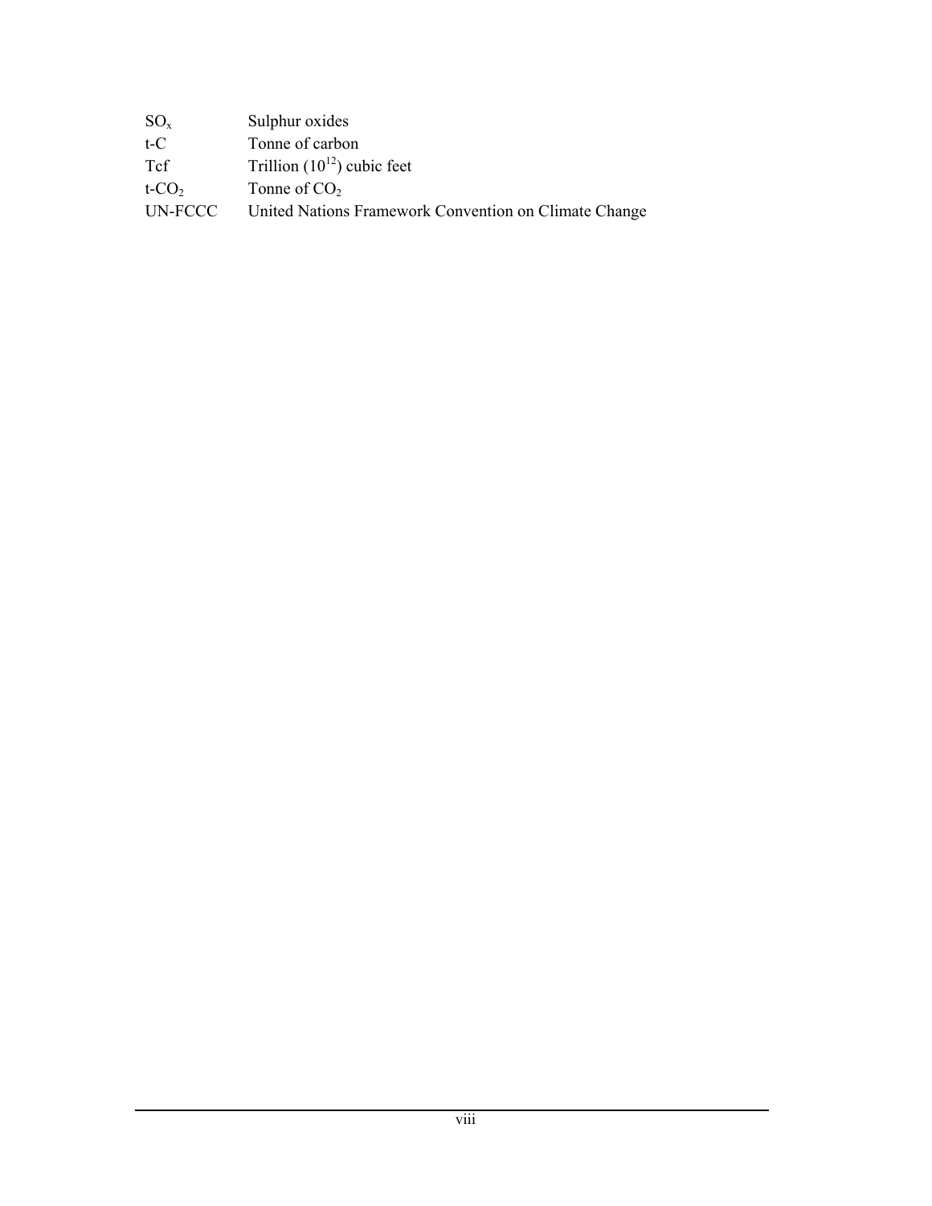| | |
|---|---|
| $SO_x$ | Sulphur oxides |
| t-C | Tonne of carbon |
| Tcf | Trillion ($10^{12}$) cubic feet |
| t-$CO_2$ | Tonne of $CO_2$ |
| UN-FCCC | United Nations Framework Convention on Climate Change |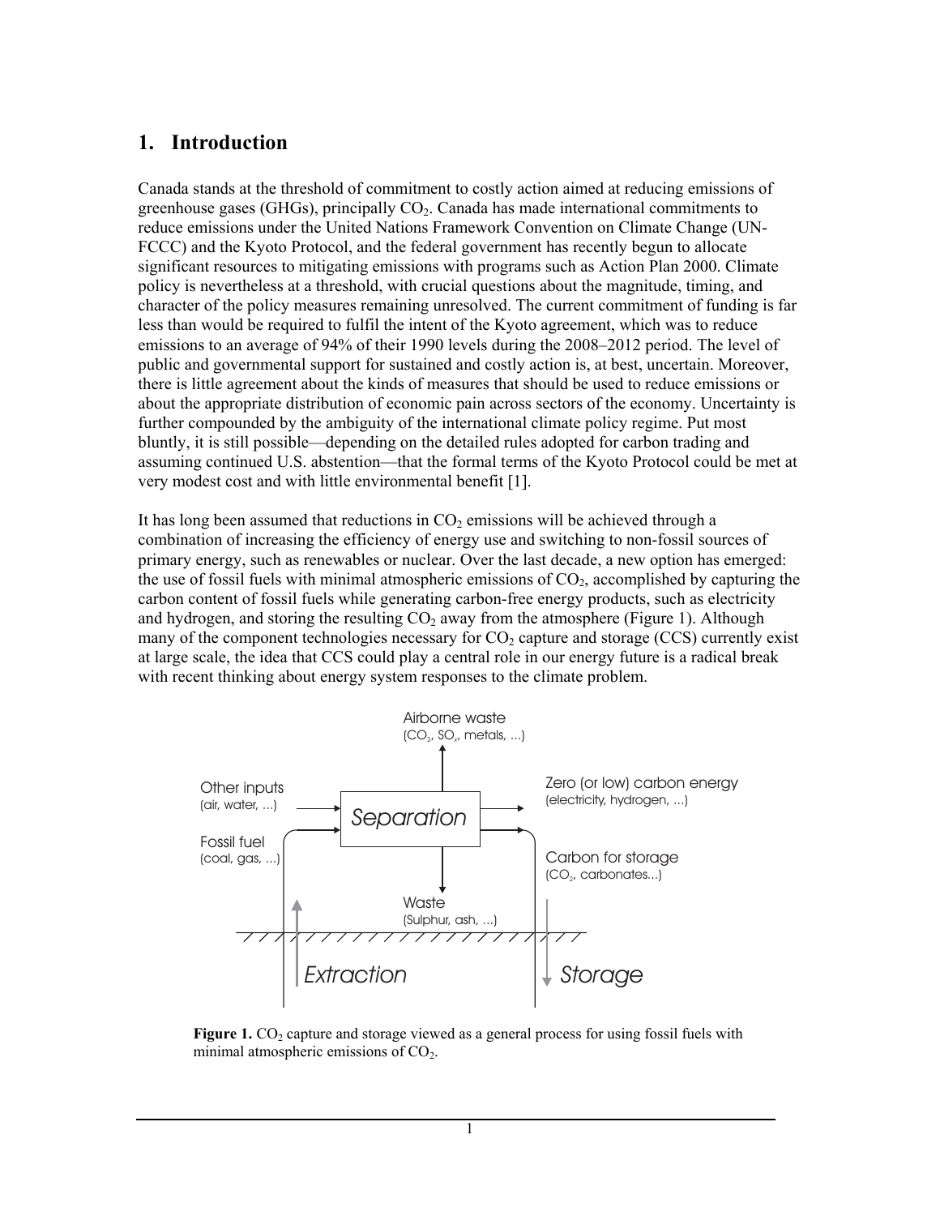## 1. Introduction

Canada stands at the threshold of commitment to costly action aimed at reducing emissions of greenhouse gases (GHGs), principally $CO_2$. Canada has made international commitments to reduce emissions under the United Nations Framework Convention on Climate Change (UN-FCCC) and the Kyoto Protocol, and the federal government has recently begun to allocate significant resources to mitigating emissions with programs such as Action Plan 2000. Climate policy is nevertheless at a threshold, with crucial questions about the magnitude, timing, and character of the policy measures remaining unresolved. The current commitment of funding is far less than would be required to fulfil the intent of the Kyoto agreement, which was to reduce emissions to an average of 94% of their 1990 levels during the 2008–2012 period. The level of public and governmental support for sustained and costly action is, at best, uncertain. Moreover, there is little agreement about the kinds of measures that should be used to reduce emissions or about the appropriate distribution of economic pain across sectors of the economy. Uncertainty is further compounded by the ambiguity of the international climate policy regime. Put most bluntly, it is still possible—depending on the detailed rules adopted for carbon trading and assuming continued U.S. abstention—that the formal terms of the Kyoto Protocol could be met at very modest cost and with little environmental benefit [1].

It has long been assumed that reductions in $CO_2$ emissions will be achieved through a combination of increasing the efficiency of energy use and switching to non-fossil sources of primary energy, such as renewables or nuclear. Over the last decade, a new option has emerged: the use of fossil fuels with minimal atmospheric emissions of $CO_2$, accomplished by capturing the carbon content of fossil fuels while generating carbon-free energy products, such as electricity and hydrogen, and storing the resulting $CO_2$ away from the atmosphere (Figure 1). Although many of the component technologies necessary for $CO_2$ capture and storage (CCS) currently exist at large scale, the idea that CCS could play a central role in our energy future is a radical break with recent thinking about energy system responses to the climate problem.

Airborne waste ($CO_2$, $SO_x$, metals, ...)

Other inputs (air, water, ...)

Fossil fuel (coal, gas, ...)

Separation

Zero (or low) carbon energy (electricity, hydrogen, ...)

Carbon for storage ($CO_2$, carbonates...)

Waste (Sulphur, ash, ...)

Extraction

Storage

**Figure 1.** $CO_2$ capture and storage viewed as a general process for using fossil fuels with minimal atmospheric emissions of $CO_2$.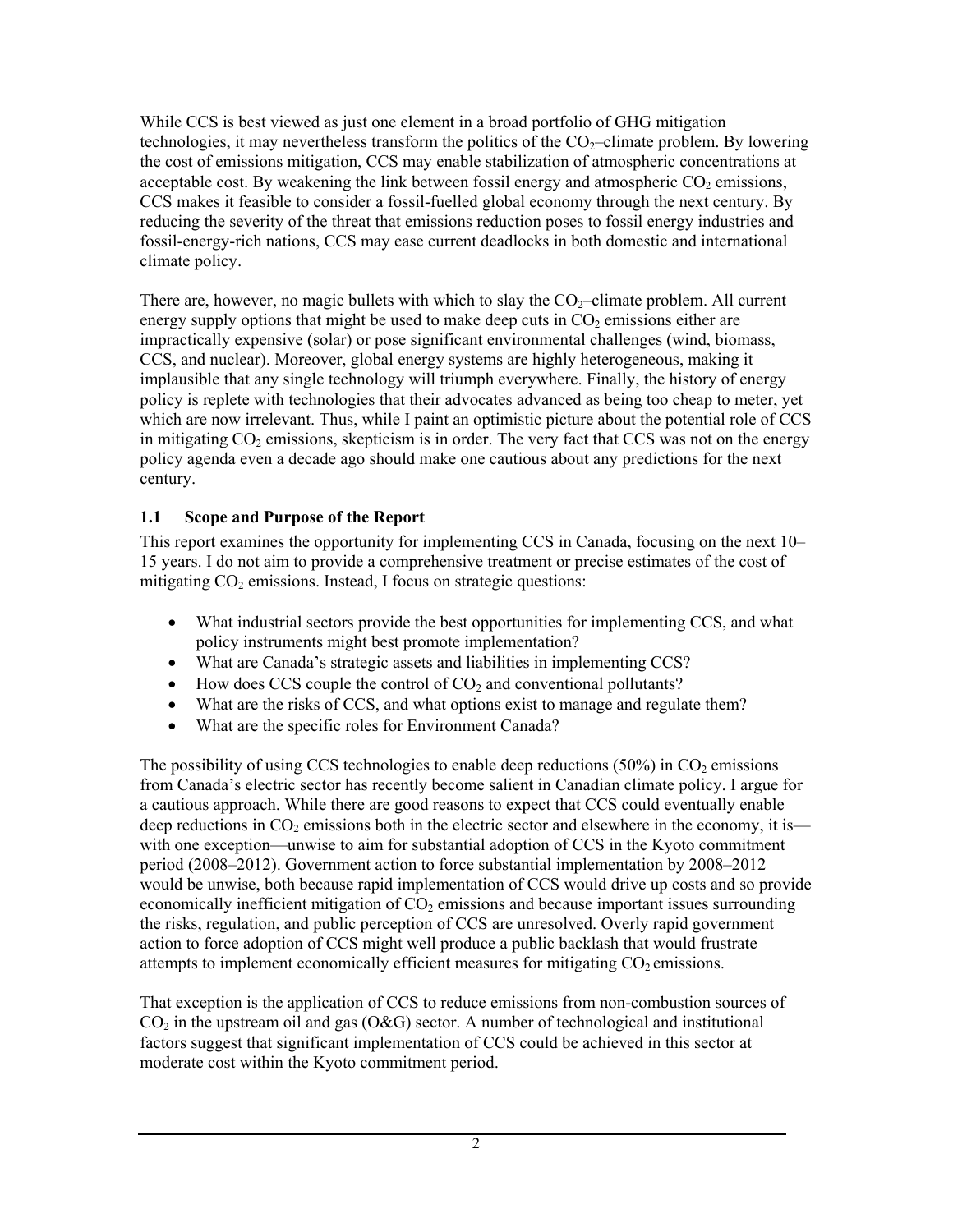While CCS is best viewed as just one element in a broad portfolio of GHG mitigation technologies, it may nevertheless transform the politics of the $CO_2$–climate problem. By lowering the cost of emissions mitigation, CCS may enable stabilization of atmospheric concentrations at acceptable cost. By weakening the link between fossil energy and atmospheric $CO_2$ emissions, CCS makes it feasible to consider a fossil-fuelled global economy through the next century. By reducing the severity of the threat that emissions reduction poses to fossil energy industries and fossil-energy-rich nations, CCS may ease current deadlocks in both domestic and international climate policy.

There are, however, no magic bullets with which to slay the $CO_2$–climate problem. All current energy supply options that might be used to make deep cuts in $CO_2$ emissions either are impractically expensive (solar) or pose significant environmental challenges (wind, biomass, CCS, and nuclear). Moreover, global energy systems are highly heterogeneous, making it implausible that any single technology will triumph everywhere. Finally, the history of energy policy is replete with technologies that their advocates advanced as being too cheap to meter, yet which are now irrelevant. Thus, while I paint an optimistic picture about the potential role of CCS in mitigating $CO_2$ emissions, skepticism is in order. The very fact that CCS was not on the energy policy agenda even a decade ago should make one cautious about any predictions for the next century.

### 1.1 Scope and Purpose of the Report

This report examines the opportunity for implementing CCS in Canada, focusing on the next 10–15 years. I do not aim to provide a comprehensive treatment or precise estimates of the cost of mitigating $CO_2$ emissions. Instead, I focus on strategic questions:

- What industrial sectors provide the best opportunities for implementing CCS, and what policy instruments might best promote implementation?
- What are Canada's strategic assets and liabilities in implementing CCS?
- How does CCS couple the control of $CO_2$ and conventional pollutants?
- What are the risks of CCS, and what options exist to manage and regulate them?
- What are the specific roles for Environment Canada?

The possibility of using CCS technologies to enable deep reductions (50%) in $CO_2$ emissions from Canada's electric sector has recently become salient in Canadian climate policy. I argue for a cautious approach. While there are good reasons to expect that CCS could eventually enable deep reductions in $CO_2$ emissions both in the electric sector and elsewhere in the economy, it is—with one exception—unwise to aim for substantial adoption of CCS in the Kyoto commitment period (2008–2012). Government action to force substantial implementation by 2008–2012 would be unwise, both because rapid implementation of CCS would drive up costs and so provide economically inefficient mitigation of $CO_2$ emissions and because important issues surrounding the risks, regulation, and public perception of CCS are unresolved. Overly rapid government action to force adoption of CCS might well produce a public backlash that would frustrate attempts to implement economically efficient measures for mitigating $CO_2$ emissions.

That exception is the application of CCS to reduce emissions from non-combustion sources of $CO_2$ in the upstream oil and gas (O&G) sector. A number of technological and institutional factors suggest that significant implementation of CCS could be achieved in this sector at moderate cost within the Kyoto commitment period.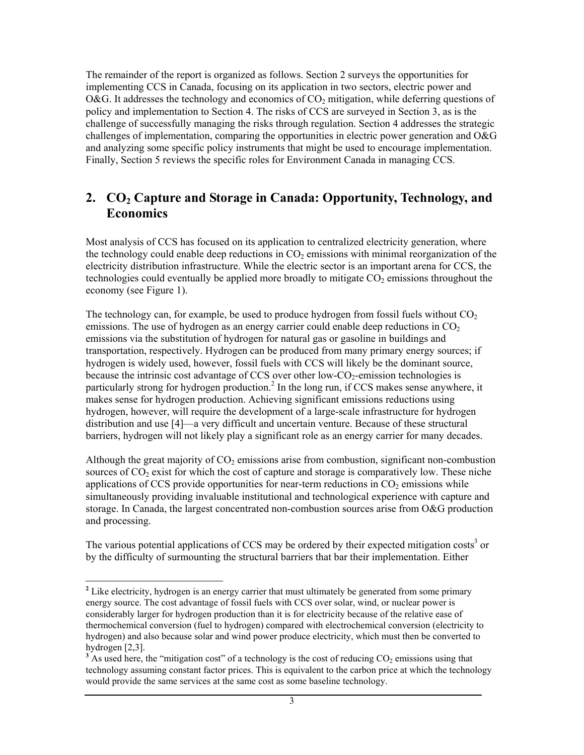The remainder of the report is organized as follows. Section 2 surveys the opportunities for implementing CCS in Canada, focusing on its application in two sectors, electric power and O&G. It addresses the technology and economics of $CO_2$ mitigation, while deferring questions of policy and implementation to Section 4. The risks of CCS are surveyed in Section 3, as is the challenge of successfully managing the risks through regulation. Section 4 addresses the strategic challenges of implementation, comparing the opportunities in electric power generation and O&G and analyzing some specific policy instruments that might be used to encourage implementation. Finally, Section 5 reviews the specific roles for Environment Canada in managing CCS.

## 2. $CO_2$ Capture and Storage in Canada: Opportunity, Technology, and Economics

Most analysis of CCS has focused on its application to centralized electricity generation, where the technology could enable deep reductions in $CO_2$ emissions with minimal reorganization of the electricity distribution infrastructure. While the electric sector is an important arena for CCS, the technologies could eventually be applied more broadly to mitigate $CO_2$ emissions throughout the economy (see Figure 1).

The technology can, for example, be used to produce hydrogen from fossil fuels without $CO_2$ emissions. The use of hydrogen as an energy carrier could enable deep reductions in $CO_2$ emissions via the substitution of hydrogen for natural gas or gasoline in buildings and transportation, respectively. Hydrogen can be produced from many primary energy sources; if hydrogen is widely used, however, fossil fuels with CCS will likely be the dominant source, because the intrinsic cost advantage of CCS over other low-$CO_2$-emission technologies is particularly strong for hydrogen production.[2] In the long run, if CCS makes sense anywhere, it makes sense for hydrogen production. Achieving significant emissions reductions using hydrogen, however, will require the development of a large-scale infrastructure for hydrogen distribution and use [4]—a very difficult and uncertain venture. Because of these structural barriers, hydrogen will not likely play a significant role as an energy carrier for many decades.

Although the great majority of $CO_2$ emissions arise from combustion, significant non-combustion sources of $CO_2$ exist for which the cost of capture and storage is comparatively low. These niche applications of CCS provide opportunities for near-term reductions in $CO_2$ emissions while simultaneously providing invaluable institutional and technological experience with capture and storage. In Canada, the largest concentrated non-combustion sources arise from O&G production and processing.

The various potential applications of CCS may be ordered by their expected mitigation costs[3] or by the difficulty of surmounting the structural barriers that bar their implementation. Either

---

[2] Like electricity, hydrogen is an energy carrier that must ultimately be generated from some primary energy source. The cost advantage of fossil fuels with CCS over solar, wind, or nuclear power is considerably larger for hydrogen production than it is for electricity because of the relative ease of thermochemical conversion (fuel to hydrogen) compared with electrochemical conversion (electricity to hydrogen) and also because solar and wind power produce electricity, which must then be converted to hydrogen [2,3].

[3] As used here, the "mitigation cost" of a technology is the cost of reducing $CO_2$ emissions using that technology assuming constant factor prices. This is equivalent to the carbon price at which the technology would provide the same services at the same cost as some baseline technology.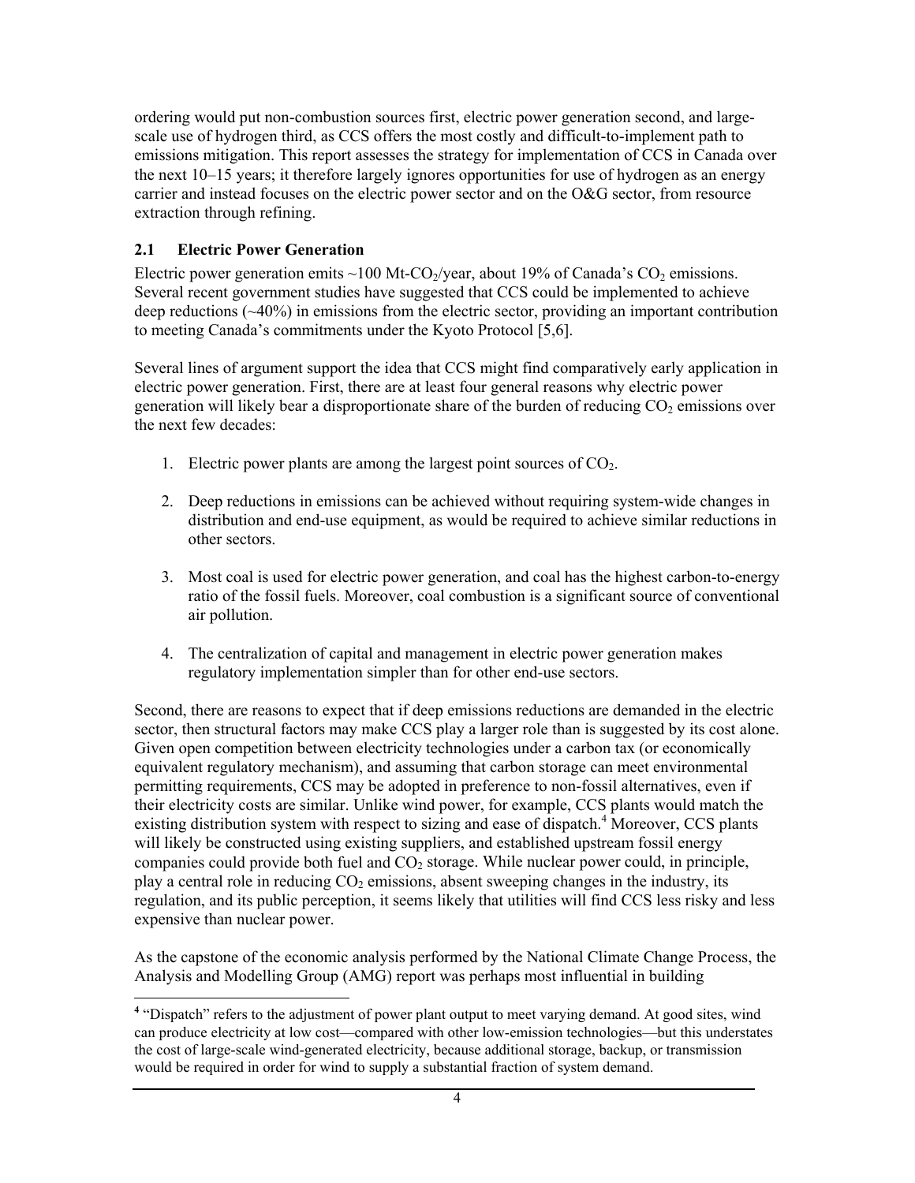ordering would put non-combustion sources first, electric power generation second, and large-scale use of hydrogen third, as CCS offers the most costly and difficult-to-implement path to emissions mitigation. This report assesses the strategy for implementation of CCS in Canada over the next 10–15 years; it therefore largely ignores opportunities for use of hydrogen as an energy carrier and instead focuses on the electric power sector and on the O&G sector, from resource extraction through refining.

## 2.1 Electric Power Generation

Electric power generation emits ~100 Mt-$CO_2$/year, about 19% of Canada's $CO_2$ emissions. Several recent government studies have suggested that CCS could be implemented to achieve deep reductions (~40%) in emissions from the electric sector, providing an important contribution to meeting Canada's commitments under the Kyoto Protocol [5,6].

Several lines of argument support the idea that CCS might find comparatively early application in electric power generation. First, there are at least four general reasons why electric power generation will likely bear a disproportionate share of the burden of reducing $CO_2$ emissions over the next few decades:

1. Electric power plants are among the largest point sources of $CO_2$.

2. Deep reductions in emissions can be achieved without requiring system-wide changes in distribution and end-use equipment, as would be required to achieve similar reductions in other sectors.

3. Most coal is used for electric power generation, and coal has the highest carbon-to-energy ratio of the fossil fuels. Moreover, coal combustion is a significant source of conventional air pollution.

4. The centralization of capital and management in electric power generation makes regulatory implementation simpler than for other end-use sectors.

Second, there are reasons to expect that if deep emissions reductions are demanded in the electric sector, then structural factors may make CCS play a larger role than is suggested by its cost alone. Given open competition between electricity technologies under a carbon tax (or economically equivalent regulatory mechanism), and assuming that carbon storage can meet environmental permitting requirements, CCS may be adopted in preference to non-fossil alternatives, even if their electricity costs are similar. Unlike wind power, for example, CCS plants would match the existing distribution system with respect to sizing and ease of dispatch.[4] Moreover, CCS plants will likely be constructed using existing suppliers, and established upstream fossil energy companies could provide both fuel and $CO_2$ storage. While nuclear power could, in principle, play a central role in reducing $CO_2$ emissions, absent sweeping changes in the industry, its regulation, and its public perception, it seems likely that utilities will find CCS less risky and less expensive than nuclear power.

As the capstone of the economic analysis performed by the National Climate Change Process, the Analysis and Modelling Group (AMG) report was perhaps most influential in building

[4] "Dispatch" refers to the adjustment of power plant output to meet varying demand. At good sites, wind can produce electricity at low cost—compared with other low-emission technologies—but this understates the cost of large-scale wind-generated electricity, because additional storage, backup, or transmission would be required in order for wind to supply a substantial fraction of system demand.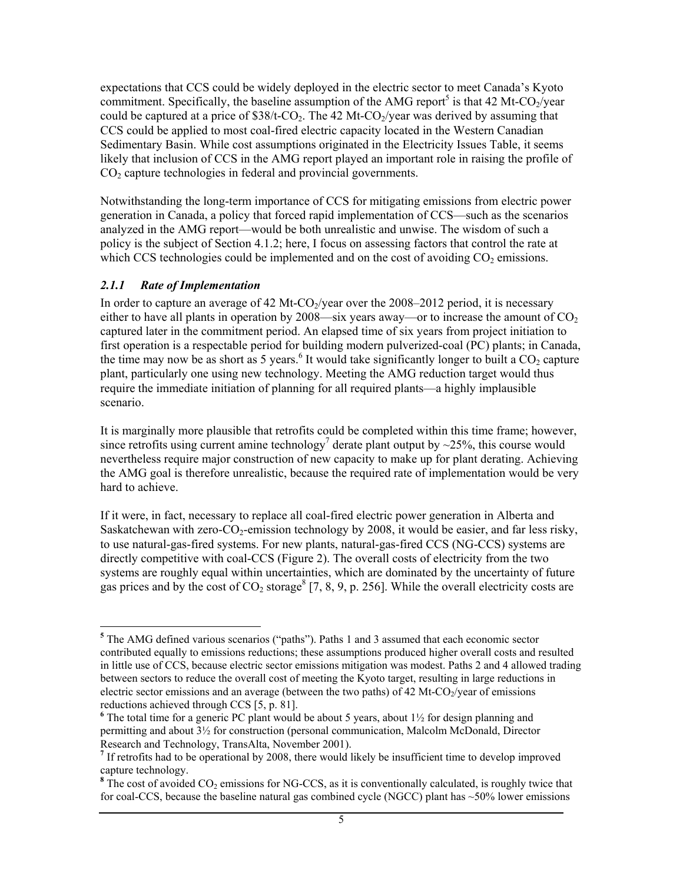expectations that CCS could be widely deployed in the electric sector to meet Canada's Kyoto commitment. Specifically, the baseline assumption of the AMG report[5] is that 42 Mt-$CO_2$/year could be captured at a price of \$38/t-$CO_2$. The 42 Mt-$CO_2$/year was derived by assuming that CCS could be applied to most coal-fired electric capacity located in the Western Canadian Sedimentary Basin. While cost assumptions originated in the Electricity Issues Table, it seems likely that inclusion of CCS in the AMG report played an important role in raising the profile of $CO_2$ capture technologies in federal and provincial governments.

Notwithstanding the long-term importance of CCS for mitigating emissions from electric power generation in Canada, a policy that forced rapid implementation of CCS—such as the scenarios analyzed in the AMG report—would be both unrealistic and unwise. The wisdom of such a policy is the subject of Section 4.1.2; here, I focus on assessing factors that control the rate at which CCS technologies could be implemented and on the cost of avoiding $CO_2$ emissions.

### *2.1.1 Rate of Implementation*

In order to capture an average of 42 Mt-$CO_2$/year over the 2008–2012 period, it is necessary either to have all plants in operation by 2008—six years away—or to increase the amount of $CO_2$ captured later in the commitment period. An elapsed time of six years from project initiation to first operation is a respectable period for building modern pulverized-coal (PC) plants; in Canada, the time may now be as short as 5 years.[6] It would take significantly longer to built a $CO_2$ capture plant, particularly one using new technology. Meeting the AMG reduction target would thus require the immediate initiation of planning for all required plants—a highly implausible scenario.

It is marginally more plausible that retrofits could be completed within this time frame; however, since retrofits using current amine technology[7] derate plant output by ~25%, this course would nevertheless require major construction of new capacity to make up for plant derating. Achieving the AMG goal is therefore unrealistic, because the required rate of implementation would be very hard to achieve.

If it were, in fact, necessary to replace all coal-fired electric power generation in Alberta and Saskatchewan with zero-$CO_2$-emission technology by 2008, it would be easier, and far less risky, to use natural-gas-fired systems. For new plants, natural-gas-fired CCS (NG-CCS) systems are directly competitive with coal-CCS (Figure 2). The overall costs of electricity from the two systems are roughly equal within uncertainties, which are dominated by the uncertainty of future gas prices and by the cost of $CO_2$ storage[8] [7, 8, 9, p. 256]. While the overall electricity costs are

---

[5] The AMG defined various scenarios ("paths"). Paths 1 and 3 assumed that each economic sector contributed equally to emissions reductions; these assumptions produced higher overall costs and resulted in little use of CCS, because electric sector emissions mitigation was modest. Paths 2 and 4 allowed trading between sectors to reduce the overall cost of meeting the Kyoto target, resulting in large reductions in electric sector emissions and an average (between the two paths) of 42 Mt-$CO_2$/year of emissions reductions achieved through CCS [5, p. 81].

[6] The total time for a generic PC plant would be about 5 years, about 1½ for design planning and permitting and about 3½ for construction (personal communication, Malcolm McDonald, Director Research and Technology, TransAlta, November 2001).

[7] If retrofits had to be operational by 2008, there would likely be insufficient time to develop improved capture technology.

[8] The cost of avoided $CO_2$ emissions for NG-CCS, as it is conventionally calculated, is roughly twice that for coal-CCS, because the baseline natural gas combined cycle (NGCC) plant has ~50% lower emissions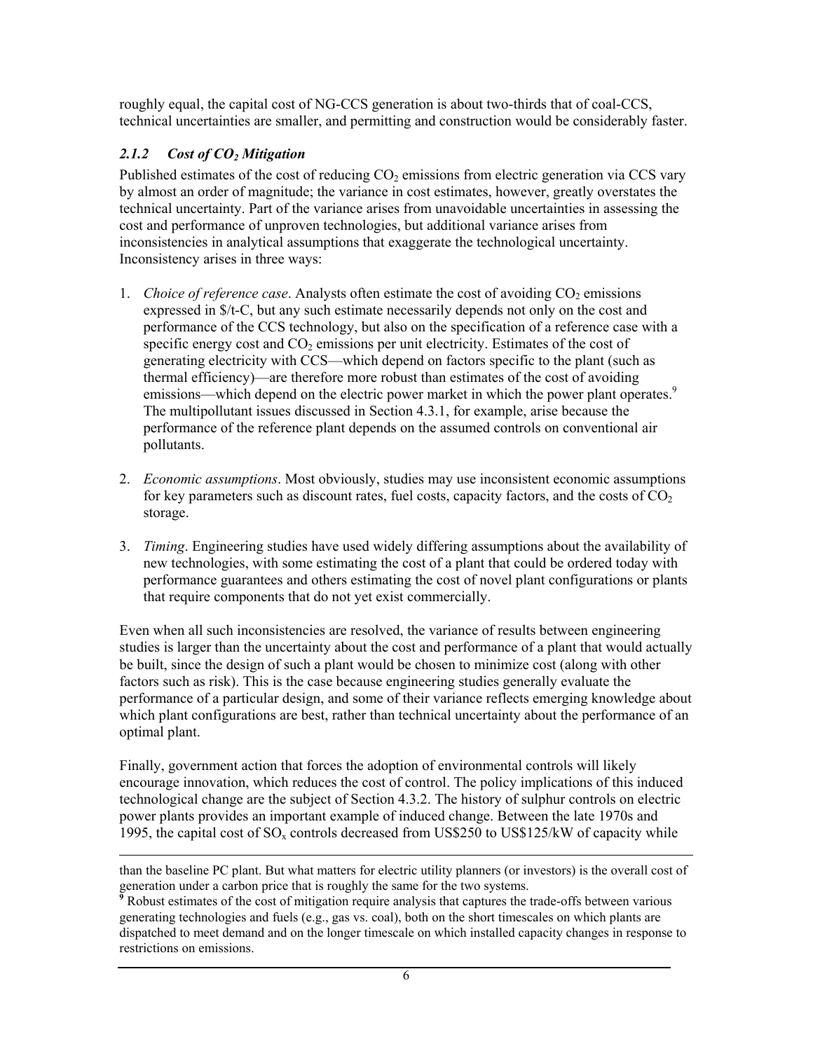roughly equal, the capital cost of NG-CCS generation is about two-thirds that of coal-CCS, technical uncertainties are smaller, and permitting and construction would be considerably faster.

### *2.1.2 Cost of $CO_2$ Mitigation*

Published estimates of the cost of reducing $CO_2$ emissions from electric generation via CCS vary by almost an order of magnitude; the variance in cost estimates, however, greatly overstates the technical uncertainty. Part of the variance arises from unavoidable uncertainties in assessing the cost and performance of unproven technologies, but additional variance arises from inconsistencies in analytical assumptions that exaggerate the technological uncertainty. Inconsistency arises in three ways:

1. *Choice of reference case*. Analysts often estimate the cost of avoiding $CO_2$ emissions expressed in $/t-C, but any such estimate necessarily depends not only on the cost and performance of the CCS technology, but also on the specification of a reference case with a specific energy cost and $CO_2$ emissions per unit electricity. Estimates of the cost of generating electricity with CCS—which depend on factors specific to the plant (such as thermal efficiency)—are therefore more robust than estimates of the cost of avoiding emissions—which depend on the electric power market in which the power plant operates.[9] The multipollutant issues discussed in Section 4.3.1, for example, arise because the performance of the reference plant depends on the assumed controls on conventional air pollutants.

2. *Economic assumptions*. Most obviously, studies may use inconsistent economic assumptions for key parameters such as discount rates, fuel costs, capacity factors, and the costs of $CO_2$ storage.

3. *Timing*. Engineering studies have used widely differing assumptions about the availability of new technologies, with some estimating the cost of a plant that could be ordered today with performance guarantees and others estimating the cost of novel plant configurations or plants that require components that do not yet exist commercially.

Even when all such inconsistencies are resolved, the variance of results between engineering studies is larger than the uncertainty about the cost and performance of a plant that would actually be built, since the design of such a plant would be chosen to minimize cost (along with other factors such as risk). This is the case because engineering studies generally evaluate the performance of a particular design, and some of their variance reflects emerging knowledge about which plant configurations are best, rather than technical uncertainty about the performance of an optimal plant.

Finally, government action that forces the adoption of environmental controls will likely encourage innovation, which reduces the cost of control. The policy implications of this induced technological change are the subject of Section 4.3.2. The history of sulphur controls on electric power plants provides an important example of induced change. Between the late 1970s and 1995, the capital cost of $SO_x$ controls decreased from US$250 to US$125/kW of capacity while

---

than the baseline PC plant. But what matters for electric utility planners (or investors) is the overall cost of generation under a carbon price that is roughly the same for the two systems.

[9] Robust estimates of the cost of mitigation require analysis that captures the trade-offs between various generating technologies and fuels (e.g., gas vs. coal), both on the short timescales on which plants are dispatched to meet demand and on the longer timescale on which installed capacity changes in response to restrictions on emissions.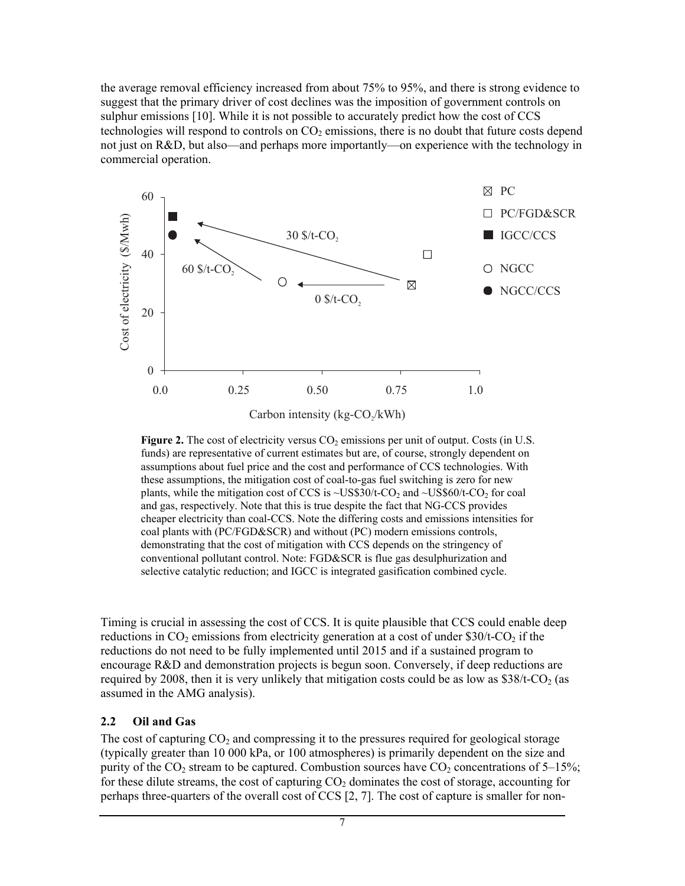the average removal efficiency increased from about 75% to 95%, and there is strong evidence to suggest that the primary driver of cost declines was the imposition of government controls on sulphur emissions [10]. While it is not possible to accurately predict how the cost of CCS technologies will respond to controls on $CO_2$ emissions, there is no doubt that future costs depend not just on R&D, but also—and perhaps more importantly—on experience with the technology in commercial operation.

**Figure 2.** The cost of electricity versus $CO_2$ emissions per unit of output. Costs (in U.S. funds) are representative of current estimates but are, of course, strongly dependent on assumptions about fuel price and the cost and performance of CCS technologies. With these assumptions, the mitigation cost of coal-to-gas fuel switching is zero for new plants, while the mitigation cost of CCS is ~US\$30/t-$CO_2$ and ~US\$60/t-$CO_2$ for coal and gas, respectively. Note that this is true despite the fact that NG-CCS provides cheaper electricity than coal-CCS. Note the differing costs and emissions intensities for coal plants with (PC/FGD&SCR) and without (PC) modern emissions controls, demonstrating that the cost of mitigation with CCS depends on the stringency of conventional pollutant control. Note: FGD&SCR is flue gas desulphurization and selective catalytic reduction; and IGCC is integrated gasification combined cycle.

Timing is crucial in assessing the cost of CCS. It is quite plausible that CCS could enable deep reductions in $CO_2$ emissions from electricity generation at a cost of under \$30/t-$CO_2$ if the reductions do not need to be fully implemented until 2015 and if a sustained program to encourage R&D and demonstration projects is begun soon. Conversely, if deep reductions are required by 2008, then it is very unlikely that mitigation costs could be as low as \$38/t-$CO_2$ (as assumed in the AMG analysis).

### 2.2 Oil and Gas

The cost of capturing $CO_2$ and compressing it to the pressures required for geological storage (typically greater than 10 000 kPa, or 100 atmospheres) is primarily dependent on the size and purity of the $CO_2$ stream to be captured. Combustion sources have $CO_2$ concentrations of 5–15%; for these dilute streams, the cost of capturing $CO_2$ dominates the cost of storage, accounting for perhaps three-quarters of the overall cost of CCS [2, 7]. The cost of capture is smaller for non-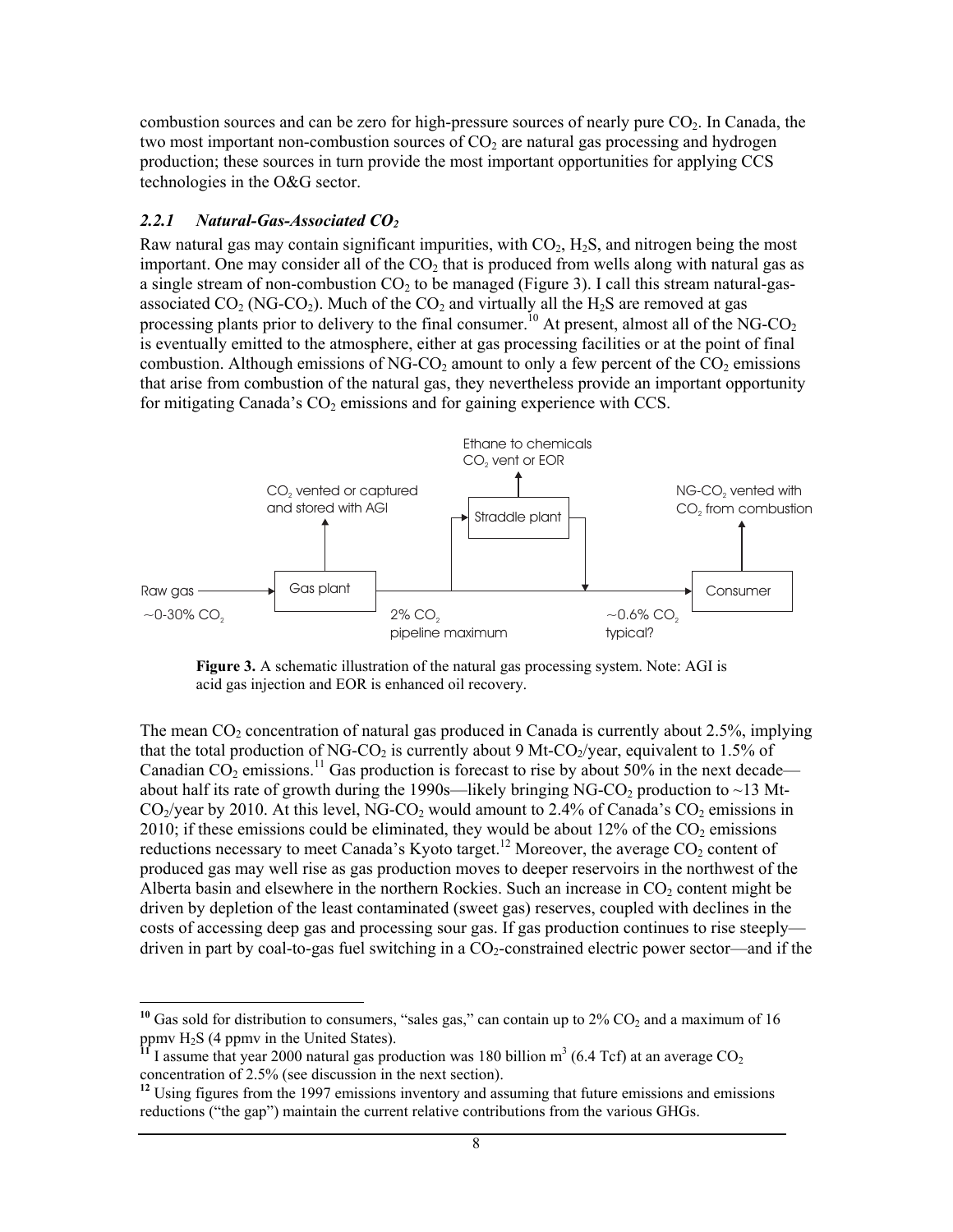combustion sources and can be zero for high-pressure sources of nearly pure $CO_2$. In Canada, the two most important non-combustion sources of $CO_2$ are natural gas processing and hydrogen production; these sources in turn provide the most important opportunities for applying CCS technologies in the O&G sector.

### *2.2.1 Natural-Gas-Associated $CO_2$*

Raw natural gas may contain significant impurities, with $CO_2$, $H_2S$, and nitrogen being the most important. One may consider all of the $CO_2$ that is produced from wells along with natural gas as a single stream of non-combustion $CO_2$ to be managed (Figure 3). I call this stream natural-gas-associated $CO_2$ (NG-$CO_2$). Much of the $CO_2$ and virtually all the $H_2S$ are removed at gas processing plants prior to delivery to the final consumer.[10] At present, almost all of the NG-$CO_2$ is eventually emitted to the atmosphere, either at gas processing facilities or at the point of final combustion. Although emissions of NG-$CO_2$ amount to only a few percent of the $CO_2$ emissions that arise from combustion of the natural gas, they nevertheless provide an important opportunity for mitigating Canada's $CO_2$ emissions and for gaining experience with CCS.

Raw gas ~0-30% $CO_2$ → Gas plant ($CO_2$ vented or captured and stored with AGI) → 2% $CO_2$ pipeline maximum → Straddle plant (Ethane to chemicals; $CO_2$ vent or EOR) → ~0.6% $CO_2$ typical? → Consumer (NG-$CO_2$ vented with $CO_2$ from combustion)

**Figure 3.** A schematic illustration of the natural gas processing system. Note: AGI is acid gas injection and EOR is enhanced oil recovery.

The mean $CO_2$ concentration of natural gas produced in Canada is currently about 2.5%, implying that the total production of NG-$CO_2$ is currently about 9 Mt-$CO_2$/year, equivalent to 1.5% of Canadian $CO_2$ emissions.[11] Gas production is forecast to rise by about 50% in the next decade—about half its rate of growth during the 1990s—likely bringing NG-$CO_2$ production to ~13 Mt-$CO_2$/year by 2010. At this level, NG-$CO_2$ would amount to 2.4% of Canada's $CO_2$ emissions in 2010; if these emissions could be eliminated, they would be about 12% of the $CO_2$ emissions reductions necessary to meet Canada's Kyoto target.[12] Moreover, the average $CO_2$ content of produced gas may well rise as gas production moves to deeper reservoirs in the northwest of the Alberta basin and elsewhere in the northern Rockies. Such an increase in $CO_2$ content might be driven by depletion of the least contaminated (sweet gas) reserves, coupled with declines in the costs of accessing deep gas and processing sour gas. If gas production continues to rise steeply—driven in part by coal-to-gas fuel switching in a $CO_2$-constrained electric power sector—and if the

---

[10] Gas sold for distribution to consumers, "sales gas," can contain up to 2% $CO_2$ and a maximum of 16 ppmv $H_2S$ (4 ppmv in the United States).

[11] I assume that year 2000 natural gas production was 180 billion $m^3$ (6.4 Tcf) at an average $CO_2$ concentration of 2.5% (see discussion in the next section).

[12] Using figures from the 1997 emissions inventory and assuming that future emissions and emissions reductions ("the gap") maintain the current relative contributions from the various GHGs.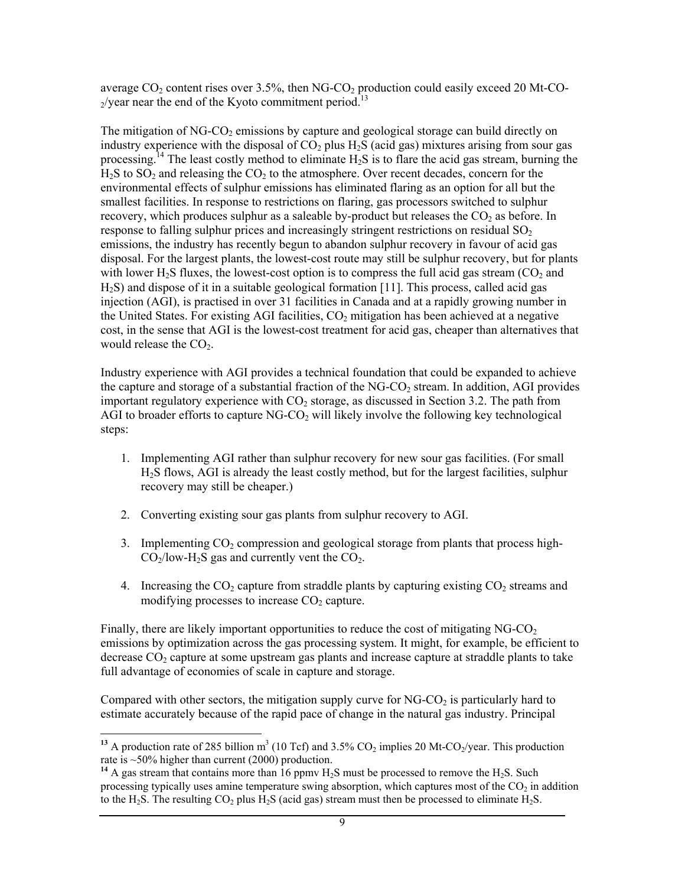average $CO_2$ content rises over 3.5%, then NG-$CO_2$ production could easily exceed 20 Mt-$CO_2$/year near the end of the Kyoto commitment period.[13]

The mitigation of NG-$CO_2$ emissions by capture and geological storage can build directly on industry experience with the disposal of $CO_2$ plus $H_2S$ (acid gas) mixtures arising from sour gas processing.[14] The least costly method to eliminate $H_2S$ is to flare the acid gas stream, burning the $H_2S$ to $SO_2$ and releasing the $CO_2$ to the atmosphere. Over recent decades, concern for the environmental effects of sulphur emissions has eliminated flaring as an option for all but the smallest facilities. In response to restrictions on flaring, gas processors switched to sulphur recovery, which produces sulphur as a saleable by-product but releases the $CO_2$ as before. In response to falling sulphur prices and increasingly stringent restrictions on residual $SO_2$ emissions, the industry has recently begun to abandon sulphur recovery in favour of acid gas disposal. For the largest plants, the lowest-cost route may still be sulphur recovery, but for plants with lower $H_2S$ fluxes, the lowest-cost option is to compress the full acid gas stream ($CO_2$ and $H_2S$) and dispose of it in a suitable geological formation [11]. This process, called acid gas injection (AGI), is practised in over 31 facilities in Canada and at a rapidly growing number in the United States. For existing AGI facilities, $CO_2$ mitigation has been achieved at a negative cost, in the sense that AGI is the lowest-cost treatment for acid gas, cheaper than alternatives that would release the $CO_2$.

Industry experience with AGI provides a technical foundation that could be expanded to achieve the capture and storage of a substantial fraction of the NG-$CO_2$ stream. In addition, AGI provides important regulatory experience with $CO_2$ storage, as discussed in Section 3.2. The path from AGI to broader efforts to capture NG-$CO_2$ will likely involve the following key technological steps:

1. Implementing AGI rather than sulphur recovery for new sour gas facilities. (For small $H_2S$ flows, AGI is already the least costly method, but for the largest facilities, sulphur recovery may still be cheaper.)

2. Converting existing sour gas plants from sulphur recovery to AGI.

3. Implementing $CO_2$ compression and geological storage from plants that process high-$CO_2$/low-$H_2S$ gas and currently vent the $CO_2$.

4. Increasing the $CO_2$ capture from straddle plants by capturing existing $CO_2$ streams and modifying processes to increase $CO_2$ capture.

Finally, there are likely important opportunities to reduce the cost of mitigating NG-$CO_2$ emissions by optimization across the gas processing system. It might, for example, be efficient to decrease $CO_2$ capture at some upstream gas plants and increase capture at straddle plants to take full advantage of economies of scale in capture and storage.

Compared with other sectors, the mitigation supply curve for NG-$CO_2$ is particularly hard to estimate accurately because of the rapid pace of change in the natural gas industry. Principal

---

[13] A production rate of 285 billion $m^3$ (10 Tcf) and 3.5% $CO_2$ implies 20 Mt-$CO_2$/year. This production rate is ~50% higher than current (2000) production.

[14] A gas stream that contains more than 16 ppmv $H_2S$ must be processed to remove the $H_2S$. Such processing typically uses amine temperature swing absorption, which captures most of the $CO_2$ in addition to the $H_2S$. The resulting $CO_2$ plus $H_2S$ (acid gas) stream must then be processed to eliminate $H_2S$.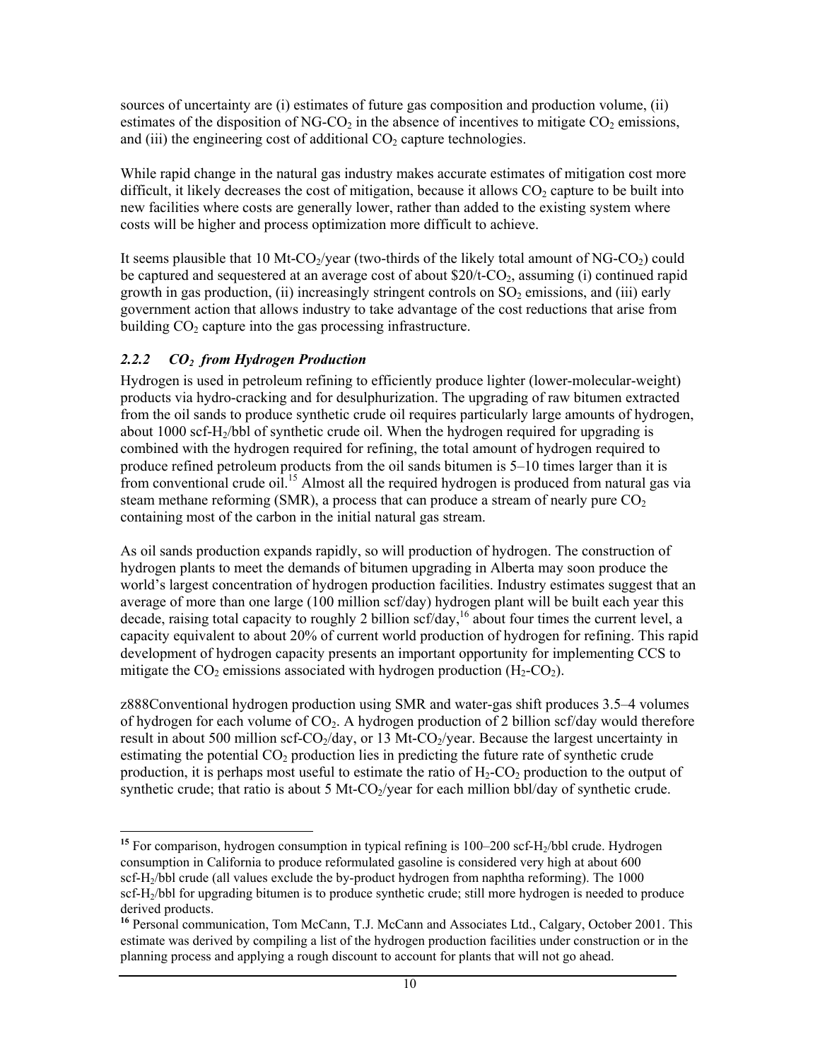sources of uncertainty are (i) estimates of future gas composition and production volume, (ii) estimates of the disposition of NG-$CO_2$ in the absence of incentives to mitigate $CO_2$ emissions, and (iii) the engineering cost of additional $CO_2$ capture technologies.

While rapid change in the natural gas industry makes accurate estimates of mitigation cost more difficult, it likely decreases the cost of mitigation, because it allows $CO_2$ capture to be built into new facilities where costs are generally lower, rather than added to the existing system where costs will be higher and process optimization more difficult to achieve.

It seems plausible that 10 Mt-$CO_2$/year (two-thirds of the likely total amount of NG-$CO_2$) could be captured and sequestered at an average cost of about $20/t-$CO_2$, assuming (i) continued rapid growth in gas production, (ii) increasingly stringent controls on $SO_2$ emissions, and (iii) early government action that allows industry to take advantage of the cost reductions that arise from building $CO_2$ capture into the gas processing infrastructure.

### *2.2.2 $CO_2$ from Hydrogen Production*

Hydrogen is used in petroleum refining to efficiently produce lighter (lower-molecular-weight) products via hydro-cracking and for desulphurization. The upgrading of raw bitumen extracted from the oil sands to produce synthetic crude oil requires particularly large amounts of hydrogen, about 1000 scf-$H_2$/bbl of synthetic crude oil. When the hydrogen required for upgrading is combined with the hydrogen required for refining, the total amount of hydrogen required to produce refined petroleum products from the oil sands bitumen is 5–10 times larger than it is from conventional crude oil.[15] Almost all the required hydrogen is produced from natural gas via steam methane reforming (SMR), a process that can produce a stream of nearly pure $CO_2$ containing most of the carbon in the initial natural gas stream.

As oil sands production expands rapidly, so will production of hydrogen. The construction of hydrogen plants to meet the demands of bitumen upgrading in Alberta may soon produce the world's largest concentration of hydrogen production facilities. Industry estimates suggest that an average of more than one large (100 million scf/day) hydrogen plant will be built each year this decade, raising total capacity to roughly 2 billion scf/day,[16] about four times the current level, a capacity equivalent to about 20% of current world production of hydrogen for refining. This rapid development of hydrogen capacity presents an important opportunity for implementing CCS to mitigate the $CO_2$ emissions associated with hydrogen production ($H_2$-$CO_2$).

z888Conventional hydrogen production using SMR and water-gas shift produces 3.5–4 volumes of hydrogen for each volume of $CO_2$. A hydrogen production of 2 billion scf/day would therefore result in about 500 million scf-$CO_2$/day, or 13 Mt-$CO_2$/year. Because the largest uncertainty in estimating the potential $CO_2$ production lies in predicting the future rate of synthetic crude production, it is perhaps most useful to estimate the ratio of $H_2$-$CO_2$ production to the output of synthetic crude; that ratio is about 5 Mt-$CO_2$/year for each million bbl/day of synthetic crude.

---

[15] For comparison, hydrogen consumption in typical refining is 100–200 scf-$H_2$/bbl crude. Hydrogen consumption in California to produce reformulated gasoline is considered very high at about 600 scf-$H_2$/bbl crude (all values exclude the by-product hydrogen from naphtha reforming). The 1000 scf-$H_2$/bbl for upgrading bitumen is to produce synthetic crude; still more hydrogen is needed to produce derived products.

[16] Personal communication, Tom McCann, T.J. McCann and Associates Ltd., Calgary, October 2001. This estimate was derived by compiling a list of the hydrogen production facilities under construction or in the planning process and applying a rough discount to account for plants that will not go ahead.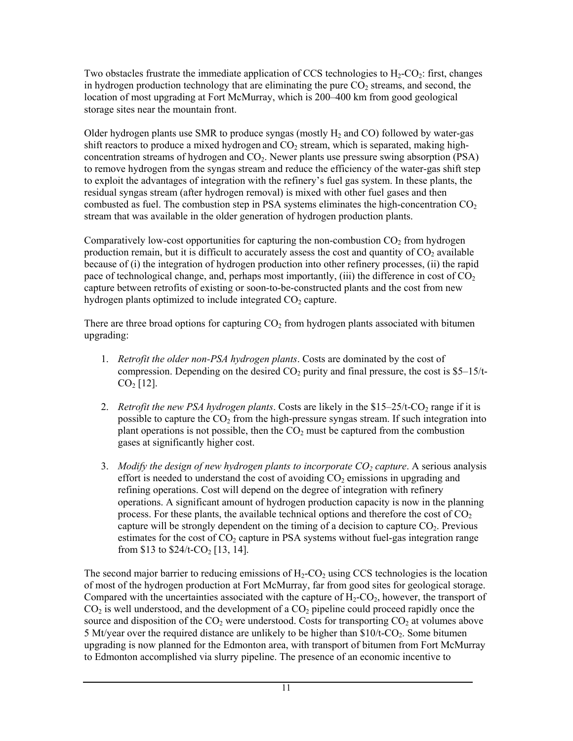Two obstacles frustrate the immediate application of CCS technologies to $H_2$-$CO_2$: first, changes in hydrogen production technology that are eliminating the pure $CO_2$ streams, and second, the location of most upgrading at Fort McMurray, which is 200–400 km from good geological storage sites near the mountain front.

Older hydrogen plants use SMR to produce syngas (mostly $H_2$ and CO) followed by water-gas shift reactors to produce a mixed hydrogen and $CO_2$ stream, which is separated, making high-concentration streams of hydrogen and $CO_2$. Newer plants use pressure swing absorption (PSA) to remove hydrogen from the syngas stream and reduce the efficiency of the water-gas shift step to exploit the advantages of integration with the refinery's fuel gas system. In these plants, the residual syngas stream (after hydrogen removal) is mixed with other fuel gases and then combusted as fuel. The combustion step in PSA systems eliminates the high-concentration $CO_2$ stream that was available in the older generation of hydrogen production plants.

Comparatively low-cost opportunities for capturing the non-combustion $CO_2$ from hydrogen production remain, but it is difficult to accurately assess the cost and quantity of $CO_2$ available because of (i) the integration of hydrogen production into other refinery processes, (ii) the rapid pace of technological change, and, perhaps most importantly, (iii) the difference in cost of $CO_2$ capture between retrofits of existing or soon-to-be-constructed plants and the cost from new hydrogen plants optimized to include integrated $CO_2$ capture.

There are three broad options for capturing $CO_2$ from hydrogen plants associated with bitumen upgrading:

1. *Retrofit the older non-PSA hydrogen plants*. Costs are dominated by the cost of compression. Depending on the desired $CO_2$ purity and final pressure, the cost is \$5–15/t-$CO_2$ [12].

2. *Retrofit the new PSA hydrogen plants*. Costs are likely in the \$15–25/t-$CO_2$ range if it is possible to capture the $CO_2$ from the high-pressure syngas stream. If such integration into plant operations is not possible, then the $CO_2$ must be captured from the combustion gases at significantly higher cost.

3. *Modify the design of new hydrogen plants to incorporate $CO_2$ capture*. A serious analysis effort is needed to understand the cost of avoiding $CO_2$ emissions in upgrading and refining operations. Cost will depend on the degree of integration with refinery operations. A significant amount of hydrogen production capacity is now in the planning process. For these plants, the available technical options and therefore the cost of $CO_2$ capture will be strongly dependent on the timing of a decision to capture $CO_2$. Previous estimates for the cost of $CO_2$ capture in PSA systems without fuel-gas integration range from \$13 to \$24/t-$CO_2$ [13, 14].

The second major barrier to reducing emissions of $H_2$-$CO_2$ using CCS technologies is the location of most of the hydrogen production at Fort McMurray, far from good sites for geological storage. Compared with the uncertainties associated with the capture of $H_2$-$CO_2$, however, the transport of $CO_2$ is well understood, and the development of a $CO_2$ pipeline could proceed rapidly once the source and disposition of the $CO_2$ were understood. Costs for transporting $CO_2$ at volumes above 5 Mt/year over the required distance are unlikely to be higher than \$10/t-$CO_2$. Some bitumen upgrading is now planned for the Edmonton area, with transport of bitumen from Fort McMurray to Edmonton accomplished via slurry pipeline. The presence of an economic incentive to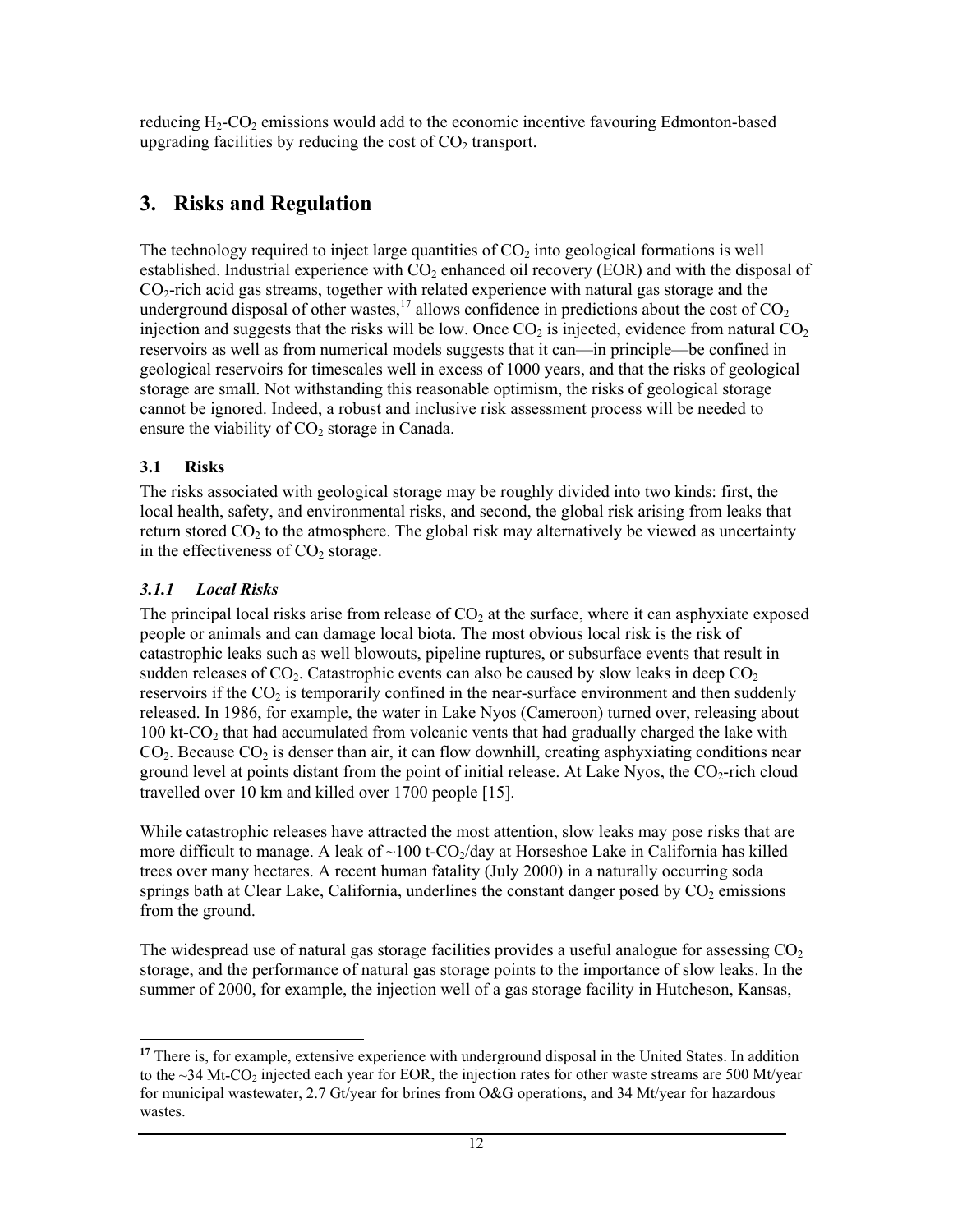reducing $H_2$-$CO_2$ emissions would add to the economic incentive favouring Edmonton-based upgrading facilities by reducing the cost of $CO_2$ transport.

# 3. Risks and Regulation

The technology required to inject large quantities of $CO_2$ into geological formations is well established. Industrial experience with $CO_2$ enhanced oil recovery (EOR) and with the disposal of $CO_2$-rich acid gas streams, together with related experience with natural gas storage and the underground disposal of other wastes,[17] allows confidence in predictions about the cost of $CO_2$ injection and suggests that the risks will be low. Once $CO_2$ is injected, evidence from natural $CO_2$ reservoirs as well as from numerical models suggests that it can—in principle—be confined in geological reservoirs for timescales well in excess of 1000 years, and that the risks of geological storage are small. Not withstanding this reasonable optimism, the risks of geological storage cannot be ignored. Indeed, a robust and inclusive risk assessment process will be needed to ensure the viability of $CO_2$ storage in Canada.

## 3.1 Risks

The risks associated with geological storage may be roughly divided into two kinds: first, the local health, safety, and environmental risks, and second, the global risk arising from leaks that return stored $CO_2$ to the atmosphere. The global risk may alternatively be viewed as uncertainty in the effectiveness of $CO_2$ storage.

### *3.1.1 Local Risks*

The principal local risks arise from release of $CO_2$ at the surface, where it can asphyxiate exposed people or animals and can damage local biota. The most obvious local risk is the risk of catastrophic leaks such as well blowouts, pipeline ruptures, or subsurface events that result in sudden releases of $CO_2$. Catastrophic events can also be caused by slow leaks in deep $CO_2$ reservoirs if the $CO_2$ is temporarily confined in the near-surface environment and then suddenly released. In 1986, for example, the water in Lake Nyos (Cameroon) turned over, releasing about 100 kt-$CO_2$ that had accumulated from volcanic vents that had gradually charged the lake with $CO_2$. Because $CO_2$ is denser than air, it can flow downhill, creating asphyxiating conditions near ground level at points distant from the point of initial release. At Lake Nyos, the $CO_2$-rich cloud travelled over 10 km and killed over 1700 people [15].

While catastrophic releases have attracted the most attention, slow leaks may pose risks that are more difficult to manage. A leak of ~100 t-$CO_2$/day at Horseshoe Lake in California has killed trees over many hectares. A recent human fatality (July 2000) in a naturally occurring soda springs bath at Clear Lake, California, underlines the constant danger posed by $CO_2$ emissions from the ground.

The widespread use of natural gas storage facilities provides a useful analogue for assessing $CO_2$ storage, and the performance of natural gas storage points to the importance of slow leaks. In the summer of 2000, for example, the injection well of a gas storage facility in Hutcheson, Kansas,

---

[17] There is, for example, extensive experience with underground disposal in the United States. In addition to the ~34 Mt-$CO_2$ injected each year for EOR, the injection rates for other waste streams are 500 Mt/year for municipal wastewater, 2.7 Gt/year for brines from O&G operations, and 34 Mt/year for hazardous wastes.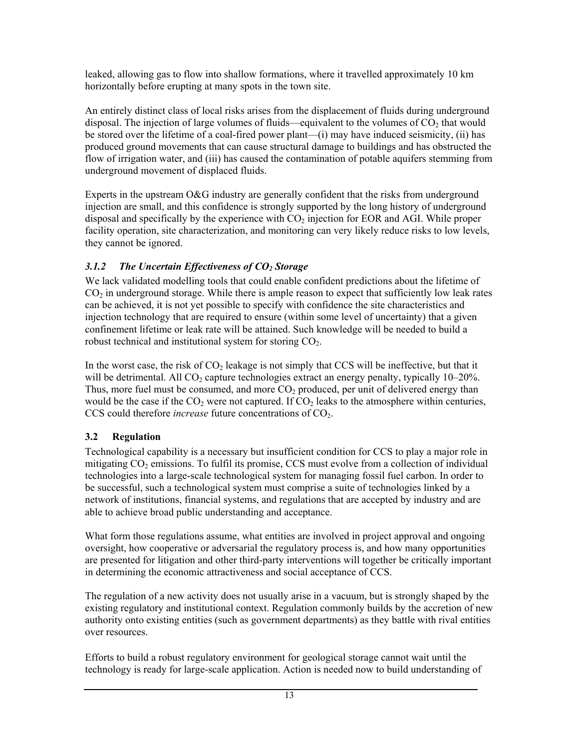leaked, allowing gas to flow into shallow formations, where it travelled approximately 10 km horizontally before erupting at many spots in the town site.

An entirely distinct class of local risks arises from the displacement of fluids during underground disposal. The injection of large volumes of fluids—equivalent to the volumes of $CO_2$ that would be stored over the lifetime of a coal-fired power plant—(i) may have induced seismicity, (ii) has produced ground movements that can cause structural damage to buildings and has obstructed the flow of irrigation water, and (iii) has caused the contamination of potable aquifers stemming from underground movement of displaced fluids.

Experts in the upstream O&G industry are generally confident that the risks from underground injection are small, and this confidence is strongly supported by the long history of underground disposal and specifically by the experience with $CO_2$ injection for EOR and AGI. While proper facility operation, site characterization, and monitoring can very likely reduce risks to low levels, they cannot be ignored.

### *3.1.2 The Uncertain Effectiveness of $CO_2$ Storage*

We lack validated modelling tools that could enable confident predictions about the lifetime of $CO_2$ in underground storage. While there is ample reason to expect that sufficiently low leak rates can be achieved, it is not yet possible to specify with confidence the site characteristics and injection technology that are required to ensure (within some level of uncertainty) that a given confinement lifetime or leak rate will be attained. Such knowledge will be needed to build a robust technical and institutional system for storing $CO_2$.

In the worst case, the risk of $CO_2$ leakage is not simply that CCS will be ineffective, but that it will be detrimental. All $CO_2$ capture technologies extract an energy penalty, typically 10–20%. Thus, more fuel must be consumed, and more $CO_2$ produced, per unit of delivered energy than would be the case if the $CO_2$ were not captured. If $CO_2$ leaks to the atmosphere within centuries, CCS could therefore *increase* future concentrations of $CO_2$.

## 3.2 Regulation

Technological capability is a necessary but insufficient condition for CCS to play a major role in mitigating $CO_2$ emissions. To fulfil its promise, CCS must evolve from a collection of individual technologies into a large-scale technological system for managing fossil fuel carbon. In order to be successful, such a technological system must comprise a suite of technologies linked by a network of institutions, financial systems, and regulations that are accepted by industry and are able to achieve broad public understanding and acceptance.

What form those regulations assume, what entities are involved in project approval and ongoing oversight, how cooperative or adversarial the regulatory process is, and how many opportunities are presented for litigation and other third-party interventions will together be critically important in determining the economic attractiveness and social acceptance of CCS.

The regulation of a new activity does not usually arise in a vacuum, but is strongly shaped by the existing regulatory and institutional context. Regulation commonly builds by the accretion of new authority onto existing entities (such as government departments) as they battle with rival entities over resources.

Efforts to build a robust regulatory environment for geological storage cannot wait until the technology is ready for large-scale application. Action is needed now to build understanding of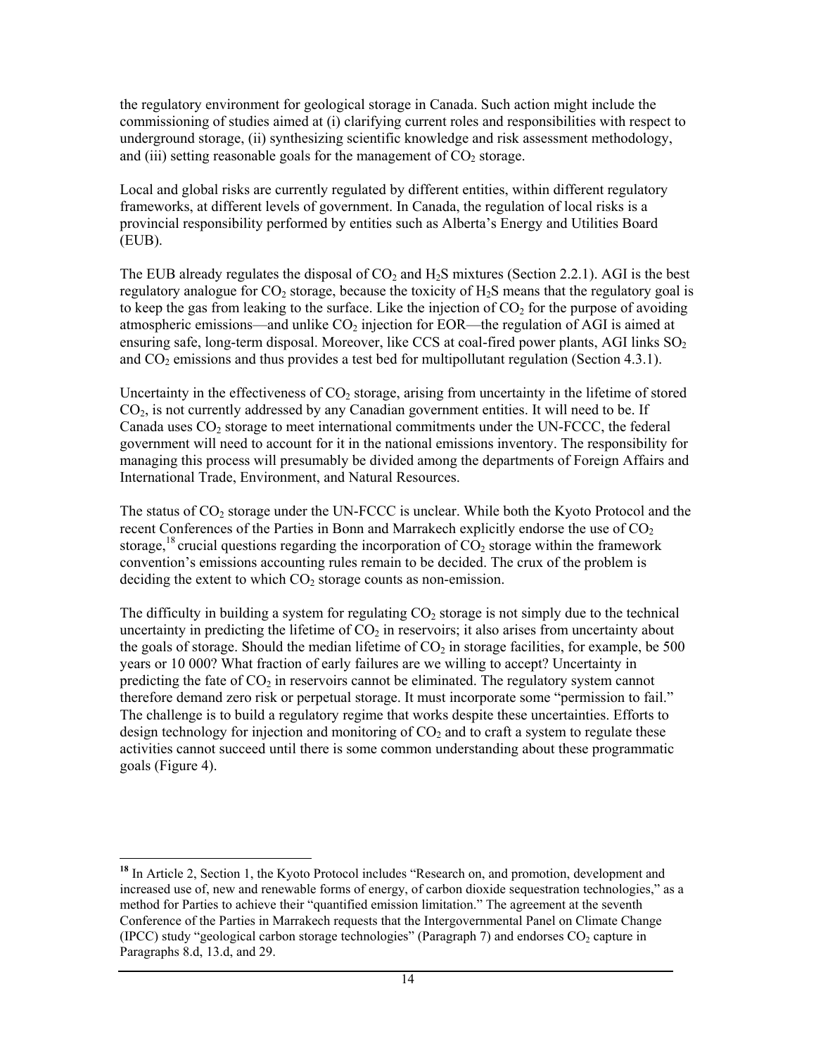the regulatory environment for geological storage in Canada. Such action might include the commissioning of studies aimed at (i) clarifying current roles and responsibilities with respect to underground storage, (ii) synthesizing scientific knowledge and risk assessment methodology, and (iii) setting reasonable goals for the management of $CO_2$ storage.

Local and global risks are currently regulated by different entities, within different regulatory frameworks, at different levels of government. In Canada, the regulation of local risks is a provincial responsibility performed by entities such as Alberta's Energy and Utilities Board (EUB).

The EUB already regulates the disposal of $CO_2$ and $H_2S$ mixtures (Section 2.2.1). AGI is the best regulatory analogue for $CO_2$ storage, because the toxicity of $H_2S$ means that the regulatory goal is to keep the gas from leaking to the surface. Like the injection of $CO_2$ for the purpose of avoiding atmospheric emissions—and unlike $CO_2$ injection for EOR—the regulation of AGI is aimed at ensuring safe, long-term disposal. Moreover, like CCS at coal-fired power plants, AGI links $SO_2$ and $CO_2$ emissions and thus provides a test bed for multipollutant regulation (Section 4.3.1).

Uncertainty in the effectiveness of $CO_2$ storage, arising from uncertainty in the lifetime of stored $CO_2$, is not currently addressed by any Canadian government entities. It will need to be. If Canada uses $CO_2$ storage to meet international commitments under the UN-FCCC, the federal government will need to account for it in the national emissions inventory. The responsibility for managing this process will presumably be divided among the departments of Foreign Affairs and International Trade, Environment, and Natural Resources.

The status of $CO_2$ storage under the UN-FCCC is unclear. While both the Kyoto Protocol and the recent Conferences of the Parties in Bonn and Marrakech explicitly endorse the use of $CO_2$ storage,[18] crucial questions regarding the incorporation of $CO_2$ storage within the framework convention's emissions accounting rules remain to be decided. The crux of the problem is deciding the extent to which $CO_2$ storage counts as non-emission.

The difficulty in building a system for regulating $CO_2$ storage is not simply due to the technical uncertainty in predicting the lifetime of $CO_2$ in reservoirs; it also arises from uncertainty about the goals of storage. Should the median lifetime of $CO_2$ in storage facilities, for example, be 500 years or 10 000? What fraction of early failures are we willing to accept? Uncertainty in predicting the fate of $CO_2$ in reservoirs cannot be eliminated. The regulatory system cannot therefore demand zero risk or perpetual storage. It must incorporate some "permission to fail." The challenge is to build a regulatory regime that works despite these uncertainties. Efforts to design technology for injection and monitoring of $CO_2$ and to craft a system to regulate these activities cannot succeed until there is some common understanding about these programmatic goals (Figure 4).

---

[18] In Article 2, Section 1, the Kyoto Protocol includes "Research on, and promotion, development and increased use of, new and renewable forms of energy, of carbon dioxide sequestration technologies," as a method for Parties to achieve their "quantified emission limitation." The agreement at the seventh Conference of the Parties in Marrakech requests that the Intergovernmental Panel on Climate Change (IPCC) study "geological carbon storage technologies" (Paragraph 7) and endorses $CO_2$ capture in Paragraphs 8.d, 13.d, and 29.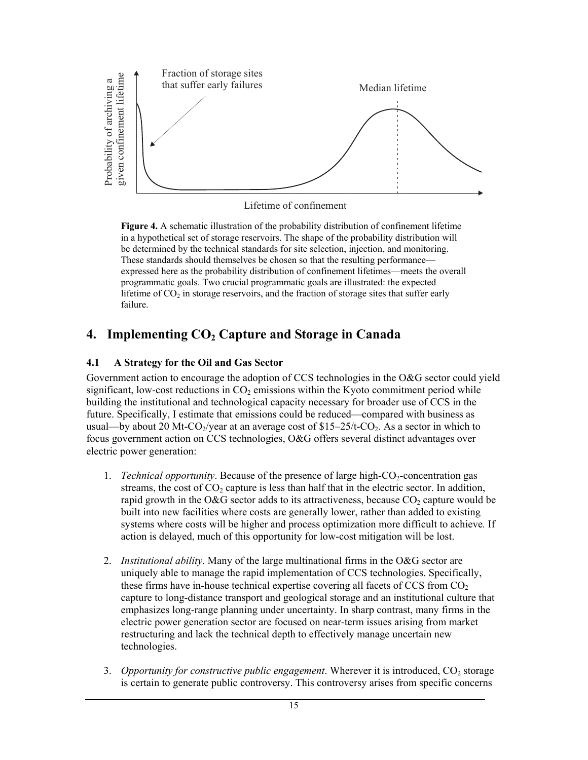**Figure 4.** A schematic illustration of the probability distribution of confinement lifetime in a hypothetical set of storage reservoirs. The shape of the probability distribution will be determined by the technical standards for site selection, injection, and monitoring. These standards should themselves be chosen so that the resulting performance—expressed here as the probability distribution of confinement lifetimes—meets the overall programmatic goals. Two crucial programmatic goals are illustrated: the expected lifetime of $CO_2$ in storage reservoirs, and the fraction of storage sites that suffer early failure.

## 4. Implementing $CO_2$ Capture and Storage in Canada

### 4.1 A Strategy for the Oil and Gas Sector

Government action to encourage the adoption of CCS technologies in the O&G sector could yield significant, low-cost reductions in $CO_2$ emissions within the Kyoto commitment period while building the institutional and technological capacity necessary for broader use of CCS in the future. Specifically, I estimate that emissions could be reduced—compared with business as usual—by about 20 Mt-$CO_2$/year at an average cost of \$15–25/t-$CO_2$. As a sector in which to focus government action on CCS technologies, O&G offers several distinct advantages over electric power generation:

1. *Technical opportunity*. Because of the presence of large high-$CO_2$-concentration gas streams, the cost of $CO_2$ capture is less than half that in the electric sector. In addition, rapid growth in the O&G sector adds to its attractiveness, because $CO_2$ capture would be built into new facilities where costs are generally lower, rather than added to existing systems where costs will be higher and process optimization more difficult to achieve*.* If action is delayed, much of this opportunity for low-cost mitigation will be lost.

2. *Institutional ability*. Many of the large multinational firms in the O&G sector are uniquely able to manage the rapid implementation of CCS technologies. Specifically, these firms have in-house technical expertise covering all facets of CCS from $CO_2$ capture to long-distance transport and geological storage and an institutional culture that emphasizes long-range planning under uncertainty. In sharp contrast, many firms in the electric power generation sector are focused on near-term issues arising from market restructuring and lack the technical depth to effectively manage uncertain new technologies.

3. *Opportunity for constructive public engagement*. Wherever it is introduced, $CO_2$ storage is certain to generate public controversy. This controversy arises from specific concerns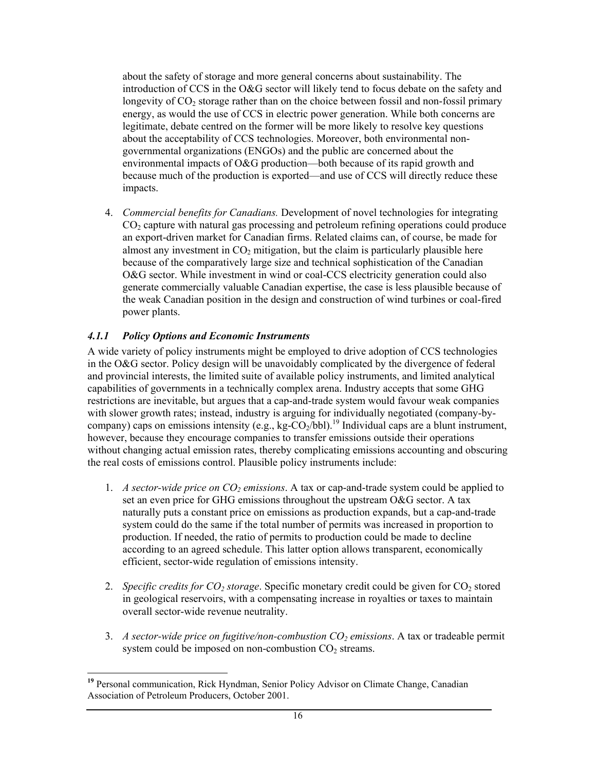about the safety of storage and more general concerns about sustainability. The introduction of CCS in the O&G sector will likely tend to focus debate on the safety and longevity of $CO_2$ storage rather than on the choice between fossil and non-fossil primary energy, as would the use of CCS in electric power generation. While both concerns are legitimate, debate centred on the former will be more likely to resolve key questions about the acceptability of CCS technologies. Moreover, both environmental non-governmental organizations (ENGOs) and the public are concerned about the environmental impacts of O&G production—both because of its rapid growth and because much of the production is exported—and use of CCS will directly reduce these impacts.

4. *Commercial benefits for Canadians.* Development of novel technologies for integrating $CO_2$ capture with natural gas processing and petroleum refining operations could produce an export-driven market for Canadian firms. Related claims can, of course, be made for almost any investment in $CO_2$ mitigation, but the claim is particularly plausible here because of the comparatively large size and technical sophistication of the Canadian O&G sector. While investment in wind or coal-CCS electricity generation could also generate commercially valuable Canadian expertise, the case is less plausible because of the weak Canadian position in the design and construction of wind turbines or coal-fired power plants.

### *4.1.1 Policy Options and Economic Instruments*

A wide variety of policy instruments might be employed to drive adoption of CCS technologies in the O&G sector. Policy design will be unavoidably complicated by the divergence of federal and provincial interests, the limited suite of available policy instruments, and limited analytical capabilities of governments in a technically complex arena. Industry accepts that some GHG restrictions are inevitable, but argues that a cap-and-trade system would favour weak companies with slower growth rates; instead, industry is arguing for individually negotiated (company-by-company) caps on emissions intensity (e.g., kg-$CO_2$/bbl).[19] Individual caps are a blunt instrument, however, because they encourage companies to transfer emissions outside their operations without changing actual emission rates, thereby complicating emissions accounting and obscuring the real costs of emissions control. Plausible policy instruments include:

1. *A sector-wide price on $CO_2$ emissions*. A tax or cap-and-trade system could be applied to set an even price for GHG emissions throughout the upstream O&G sector. A tax naturally puts a constant price on emissions as production expands, but a cap-and-trade system could do the same if the total number of permits was increased in proportion to production. If needed, the ratio of permits to production could be made to decline according to an agreed schedule. This latter option allows transparent, economically efficient, sector-wide regulation of emissions intensity.

2. *Specific credits for $CO_2$ storage*. Specific monetary credit could be given for $CO_2$ stored in geological reservoirs, with a compensating increase in royalties or taxes to maintain overall sector-wide revenue neutrality.

3. *A sector-wide price on fugitive/non-combustion $CO_2$ emissions*. A tax or tradeable permit system could be imposed on non-combustion $CO_2$ streams.

[19] Personal communication, Rick Hyndman, Senior Policy Advisor on Climate Change, Canadian Association of Petroleum Producers, October 2001.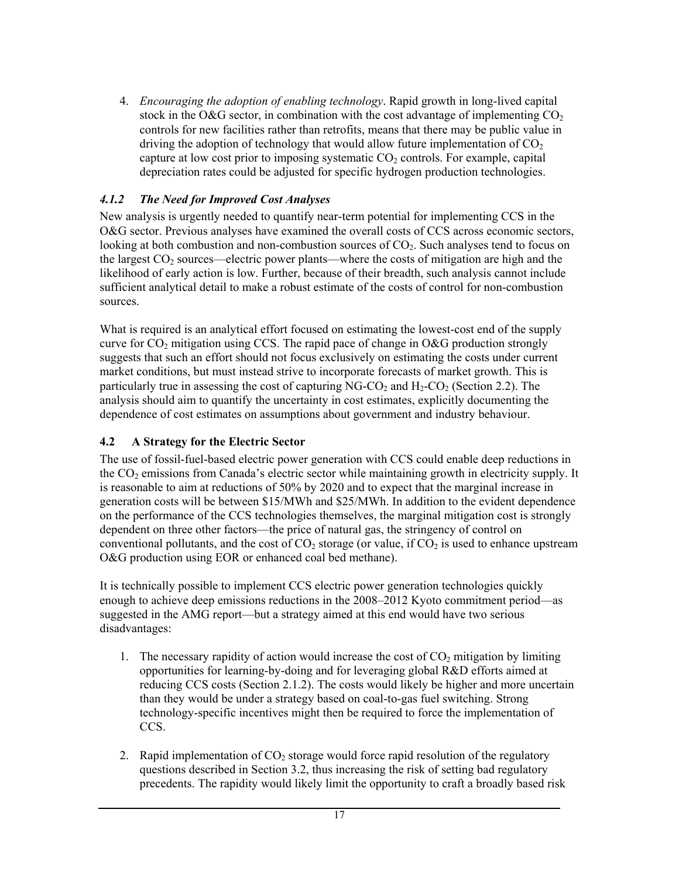4. *Encouraging the adoption of enabling technology*. Rapid growth in long-lived capital stock in the O&G sector, in combination with the cost advantage of implementing $CO_2$ controls for new facilities rather than retrofits, means that there may be public value in driving the adoption of technology that would allow future implementation of $CO_2$ capture at low cost prior to imposing systematic $CO_2$ controls. For example, capital depreciation rates could be adjusted for specific hydrogen production technologies.

### *4.1.2 The Need for Improved Cost Analyses*

New analysis is urgently needed to quantify near-term potential for implementing CCS in the O&G sector. Previous analyses have examined the overall costs of CCS across economic sectors, looking at both combustion and non-combustion sources of $CO_2$. Such analyses tend to focus on the largest $CO_2$ sources—electric power plants—where the costs of mitigation are high and the likelihood of early action is low. Further, because of their breadth, such analysis cannot include sufficient analytical detail to make a robust estimate of the costs of control for non-combustion sources.

What is required is an analytical effort focused on estimating the lowest-cost end of the supply curve for $CO_2$ mitigation using CCS. The rapid pace of change in O&G production strongly suggests that such an effort should not focus exclusively on estimating the costs under current market conditions, but must instead strive to incorporate forecasts of market growth. This is particularly true in assessing the cost of capturing NG-$CO_2$ and $H_2$-$CO_2$ (Section 2.2). The analysis should aim to quantify the uncertainty in cost estimates, explicitly documenting the dependence of cost estimates on assumptions about government and industry behaviour.

## 4.2 A Strategy for the Electric Sector

The use of fossil-fuel-based electric power generation with CCS could enable deep reductions in the $CO_2$ emissions from Canada's electric sector while maintaining growth in electricity supply. It is reasonable to aim at reductions of 50% by 2020 and to expect that the marginal increase in generation costs will be between \$15/MWh and \$25/MWh. In addition to the evident dependence on the performance of the CCS technologies themselves, the marginal mitigation cost is strongly dependent on three other factors—the price of natural gas, the stringency of control on conventional pollutants, and the cost of $CO_2$ storage (or value, if $CO_2$ is used to enhance upstream O&G production using EOR or enhanced coal bed methane).

It is technically possible to implement CCS electric power generation technologies quickly enough to achieve deep emissions reductions in the 2008–2012 Kyoto commitment period—as suggested in the AMG report—but a strategy aimed at this end would have two serious disadvantages:

1. The necessary rapidity of action would increase the cost of $CO_2$ mitigation by limiting opportunities for learning-by-doing and for leveraging global R&D efforts aimed at reducing CCS costs (Section 2.1.2). The costs would likely be higher and more uncertain than they would be under a strategy based on coal-to-gas fuel switching. Strong technology-specific incentives might then be required to force the implementation of CCS.

2. Rapid implementation of $CO_2$ storage would force rapid resolution of the regulatory questions described in Section 3.2, thus increasing the risk of setting bad regulatory precedents. The rapidity would likely limit the opportunity to craft a broadly based risk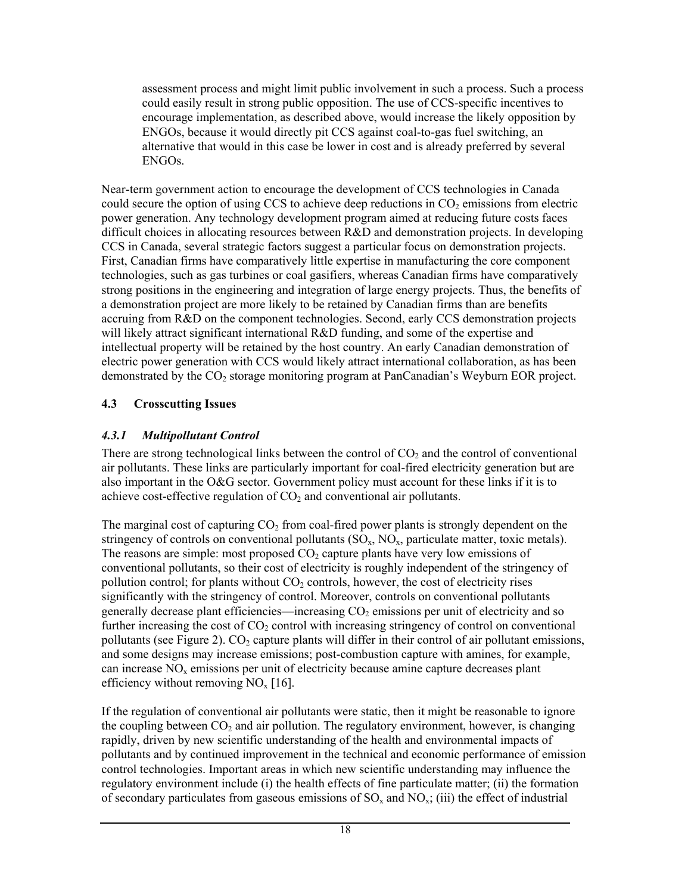> assessment process and might limit public involvement in such a process. Such a process could easily result in strong public opposition. The use of CCS-specific incentives to encourage implementation, as described above, would increase the likely opposition by ENGOs, because it would directly pit CCS against coal-to-gas fuel switching, an alternative that would in this case be lower in cost and is already preferred by several ENGOs.

Near-term government action to encourage the development of CCS technologies in Canada could secure the option of using CCS to achieve deep reductions in $CO_2$ emissions from electric power generation. Any technology development program aimed at reducing future costs faces difficult choices in allocating resources between R&D and demonstration projects. In developing CCS in Canada, several strategic factors suggest a particular focus on demonstration projects. First, Canadian firms have comparatively little expertise in manufacturing the core component technologies, such as gas turbines or coal gasifiers, whereas Canadian firms have comparatively strong positions in the engineering and integration of large energy projects. Thus, the benefits of a demonstration project are more likely to be retained by Canadian firms than are benefits accruing from R&D on the component technologies. Second, early CCS demonstration projects will likely attract significant international R&D funding, and some of the expertise and intellectual property will be retained by the host country. An early Canadian demonstration of electric power generation with CCS would likely attract international collaboration, as has been demonstrated by the $CO_2$ storage monitoring program at PanCanadian's Weyburn EOR project.

## 4.3 Crosscutting Issues

### *4.3.1 Multipollutant Control*

There are strong technological links between the control of $CO_2$ and the control of conventional air pollutants. These links are particularly important for coal-fired electricity generation but are also important in the O&G sector. Government policy must account for these links if it is to achieve cost-effective regulation of $CO_2$ and conventional air pollutants.

The marginal cost of capturing $CO_2$ from coal-fired power plants is strongly dependent on the stringency of controls on conventional pollutants ($SO_x$, $NO_x$, particulate matter, toxic metals). The reasons are simple: most proposed $CO_2$ capture plants have very low emissions of conventional pollutants, so their cost of electricity is roughly independent of the stringency of pollution control; for plants without $CO_2$ controls, however, the cost of electricity rises significantly with the stringency of control. Moreover, controls on conventional pollutants generally decrease plant efficiencies—increasing $CO_2$ emissions per unit of electricity and so further increasing the cost of $CO_2$ control with increasing stringency of control on conventional pollutants (see Figure 2). $CO_2$ capture plants will differ in their control of air pollutant emissions, and some designs may increase emissions; post-combustion capture with amines, for example, can increase $NO_x$ emissions per unit of electricity because amine capture decreases plant efficiency without removing $NO_x$ [16].

If the regulation of conventional air pollutants were static, then it might be reasonable to ignore the coupling between $CO_2$ and air pollution. The regulatory environment, however, is changing rapidly, driven by new scientific understanding of the health and environmental impacts of pollutants and by continued improvement in the technical and economic performance of emission control technologies. Important areas in which new scientific understanding may influence the regulatory environment include (i) the health effects of fine particulate matter; (ii) the formation of secondary particulates from gaseous emissions of $SO_x$ and $NO_x$; (iii) the effect of industrial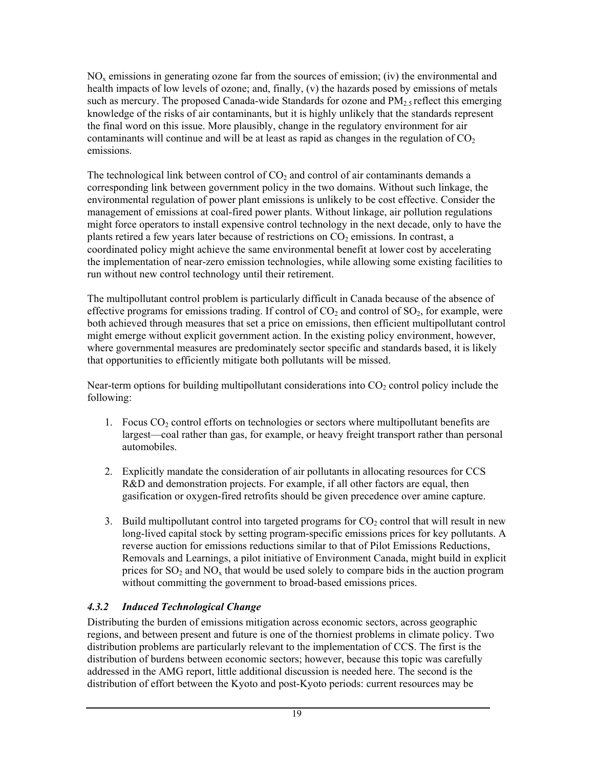$NO_x$ emissions in generating ozone far from the sources of emission; (iv) the environmental and health impacts of low levels of ozone; and, finally, (v) the hazards posed by emissions of metals such as mercury. The proposed Canada-wide Standards for ozone and $PM_{2.5}$ reflect this emerging knowledge of the risks of air contaminants, but it is highly unlikely that the standards represent the final word on this issue. More plausibly, change in the regulatory environment for air contaminants will continue and will be at least as rapid as changes in the regulation of $CO_2$ emissions.

The technological link between control of $CO_2$ and control of air contaminants demands a corresponding link between government policy in the two domains. Without such linkage, the environmental regulation of power plant emissions is unlikely to be cost effective. Consider the management of emissions at coal-fired power plants. Without linkage, air pollution regulations might force operators to install expensive control technology in the next decade, only to have the plants retired a few years later because of restrictions on $CO_2$ emissions. In contrast, a coordinated policy might achieve the same environmental benefit at lower cost by accelerating the implementation of near-zero emission technologies, while allowing some existing facilities to run without new control technology until their retirement.

The multipollutant control problem is particularly difficult in Canada because of the absence of effective programs for emissions trading. If control of $CO_2$ and control of $SO_2$, for example, were both achieved through measures that set a price on emissions, then efficient multipollutant control might emerge without explicit government action. In the existing policy environment, however, where governmental measures are predominately sector specific and standards based, it is likely that opportunities to efficiently mitigate both pollutants will be missed.

Near-term options for building multipollutant considerations into $CO_2$ control policy include the following:

1. Focus $CO_2$ control efforts on technologies or sectors where multipollutant benefits are largest—coal rather than gas, for example, or heavy freight transport rather than personal automobiles.

2. Explicitly mandate the consideration of air pollutants in allocating resources for CCS R&D and demonstration projects. For example, if all other factors are equal, then gasification or oxygen-fired retrofits should be given precedence over amine capture.

3. Build multipollutant control into targeted programs for $CO_2$ control that will result in new long-lived capital stock by setting program-specific emissions prices for key pollutants. A reverse auction for emissions reductions similar to that of Pilot Emissions Reductions, Removals and Learnings, a pilot initiative of Environment Canada, might build in explicit prices for $SO_2$ and $NO_x$ that would be used solely to compare bids in the auction program without committing the government to broad-based emissions prices.

### *4.3.2 Induced Technological Change*

Distributing the burden of emissions mitigation across economic sectors, across geographic regions, and between present and future is one of the thorniest problems in climate policy. Two distribution problems are particularly relevant to the implementation of CCS. The first is the distribution of burdens between economic sectors; however, because this topic was carefully addressed in the AMG report, little additional discussion is needed here. The second is the distribution of effort between the Kyoto and post-Kyoto periods: current resources may be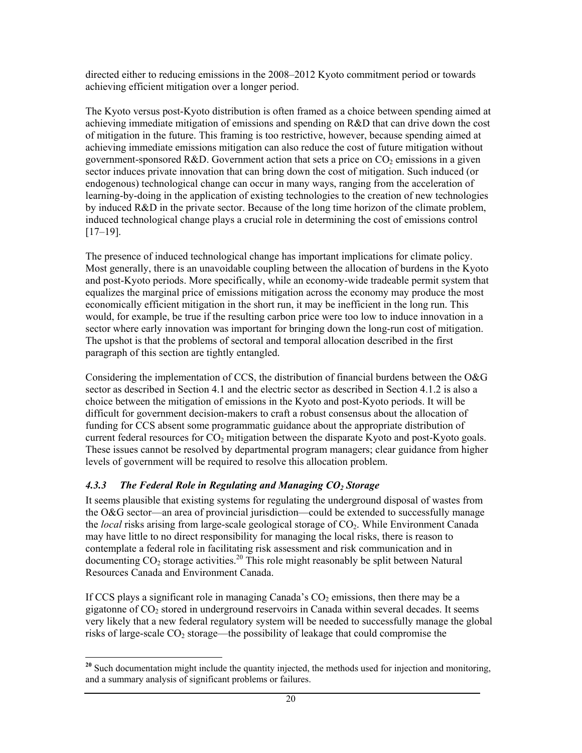directed either to reducing emissions in the 2008–2012 Kyoto commitment period or towards achieving efficient mitigation over a longer period.

The Kyoto versus post-Kyoto distribution is often framed as a choice between spending aimed at achieving immediate mitigation of emissions and spending on R&D that can drive down the cost of mitigation in the future. This framing is too restrictive, however, because spending aimed at achieving immediate emissions mitigation can also reduce the cost of future mitigation without government-sponsored R&D. Government action that sets a price on $CO_2$ emissions in a given sector induces private innovation that can bring down the cost of mitigation. Such induced (or endogenous) technological change can occur in many ways, ranging from the acceleration of learning-by-doing in the application of existing technologies to the creation of new technologies by induced R&D in the private sector. Because of the long time horizon of the climate problem, induced technological change plays a crucial role in determining the cost of emissions control [17–19].

The presence of induced technological change has important implications for climate policy. Most generally, there is an unavoidable coupling between the allocation of burdens in the Kyoto and post-Kyoto periods. More specifically, while an economy-wide tradeable permit system that equalizes the marginal price of emissions mitigation across the economy may produce the most economically efficient mitigation in the short run, it may be inefficient in the long run. This would, for example, be true if the resulting carbon price were too low to induce innovation in a sector where early innovation was important for bringing down the long-run cost of mitigation. The upshot is that the problems of sectoral and temporal allocation described in the first paragraph of this section are tightly entangled.

Considering the implementation of CCS, the distribution of financial burdens between the O&G sector as described in Section 4.1 and the electric sector as described in Section 4.1.2 is also a choice between the mitigation of emissions in the Kyoto and post-Kyoto periods. It will be difficult for government decision-makers to craft a robust consensus about the allocation of funding for CCS absent some programmatic guidance about the appropriate distribution of current federal resources for $CO_2$ mitigation between the disparate Kyoto and post-Kyoto goals. These issues cannot be resolved by departmental program managers; clear guidance from higher levels of government will be required to resolve this allocation problem.

### *4.3.3 The Federal Role in Regulating and Managing $CO_2$ Storage*

It seems plausible that existing systems for regulating the underground disposal of wastes from the O&G sector—an area of provincial jurisdiction—could be extended to successfully manage the *local* risks arising from large-scale geological storage of $CO_2$. While Environment Canada may have little to no direct responsibility for managing the local risks, there is reason to contemplate a federal role in facilitating risk assessment and risk communication and in documenting $CO_2$ storage activities.[20] This role might reasonably be split between Natural Resources Canada and Environment Canada.

If CCS plays a significant role in managing Canada's $CO_2$ emissions, then there may be a gigatonne of $CO_2$ stored in underground reservoirs in Canada within several decades. It seems very likely that a new federal regulatory system will be needed to successfully manage the global risks of large-scale $CO_2$ storage—the possibility of leakage that could compromise the

[20] Such documentation might include the quantity injected, the methods used for injection and monitoring, and a summary analysis of significant problems or failures.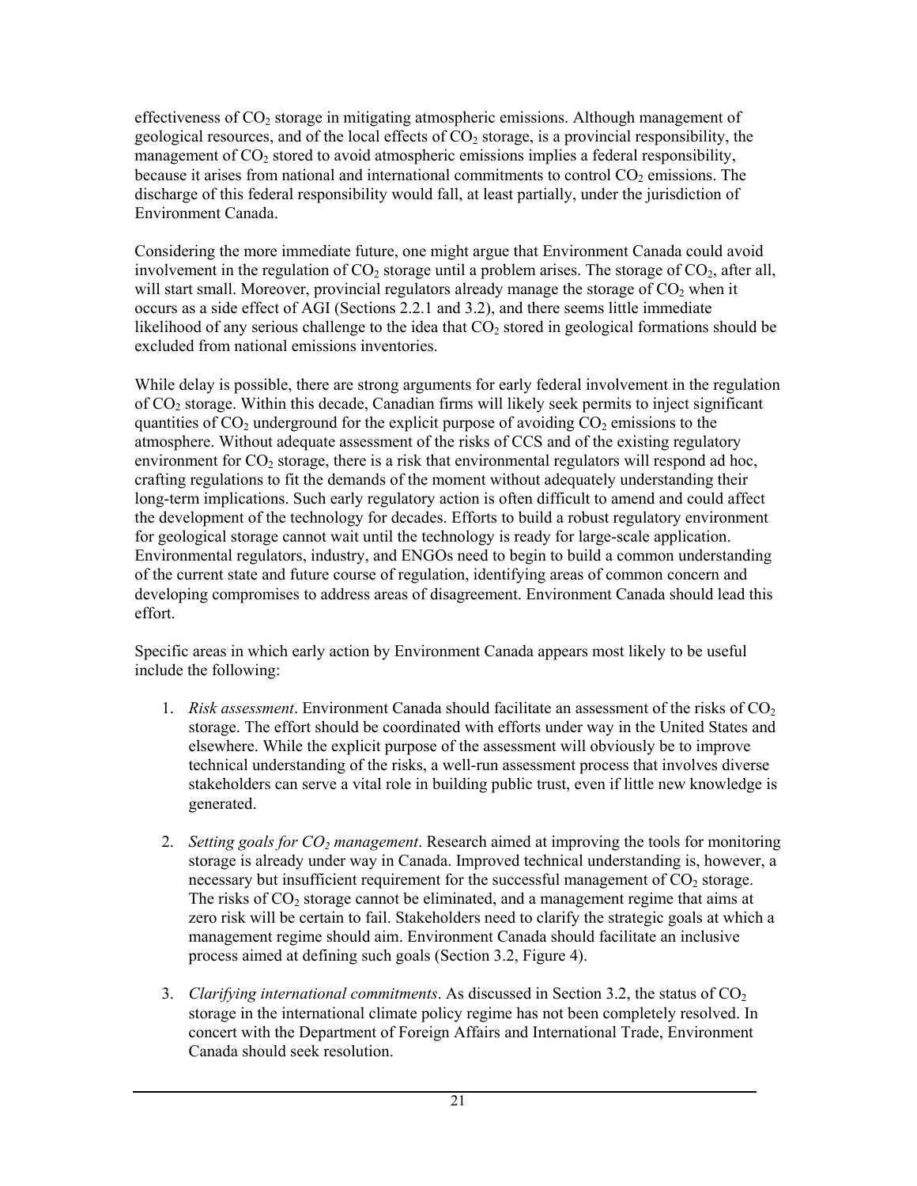effectiveness of $CO_2$ storage in mitigating atmospheric emissions. Although management of geological resources, and of the local effects of $CO_2$ storage, is a provincial responsibility, the management of $CO_2$ stored to avoid atmospheric emissions implies a federal responsibility, because it arises from national and international commitments to control $CO_2$ emissions. The discharge of this federal responsibility would fall, at least partially, under the jurisdiction of Environment Canada.

Considering the more immediate future, one might argue that Environment Canada could avoid involvement in the regulation of $CO_2$ storage until a problem arises. The storage of $CO_2$, after all, will start small. Moreover, provincial regulators already manage the storage of $CO_2$ when it occurs as a side effect of AGI (Sections 2.2.1 and 3.2), and there seems little immediate likelihood of any serious challenge to the idea that $CO_2$ stored in geological formations should be excluded from national emissions inventories.

While delay is possible, there are strong arguments for early federal involvement in the regulation of $CO_2$ storage. Within this decade, Canadian firms will likely seek permits to inject significant quantities of $CO_2$ underground for the explicit purpose of avoiding $CO_2$ emissions to the atmosphere. Without adequate assessment of the risks of CCS and of the existing regulatory environment for $CO_2$ storage, there is a risk that environmental regulators will respond ad hoc, crafting regulations to fit the demands of the moment without adequately understanding their long-term implications. Such early regulatory action is often difficult to amend and could affect the development of the technology for decades. Efforts to build a robust regulatory environment for geological storage cannot wait until the technology is ready for large-scale application. Environmental regulators, industry, and ENGOs need to begin to build a common understanding of the current state and future course of regulation, identifying areas of common concern and developing compromises to address areas of disagreement. Environment Canada should lead this effort.

Specific areas in which early action by Environment Canada appears most likely to be useful include the following:

1. *Risk assessment*. Environment Canada should facilitate an assessment of the risks of $CO_2$ storage. The effort should be coordinated with efforts under way in the United States and elsewhere. While the explicit purpose of the assessment will obviously be to improve technical understanding of the risks, a well-run assessment process that involves diverse stakeholders can serve a vital role in building public trust, even if little new knowledge is generated.

2. *Setting goals for $CO_2$ management*. Research aimed at improving the tools for monitoring storage is already under way in Canada. Improved technical understanding is, however, a necessary but insufficient requirement for the successful management of $CO_2$ storage. The risks of $CO_2$ storage cannot be eliminated, and a management regime that aims at zero risk will be certain to fail. Stakeholders need to clarify the strategic goals at which a management regime should aim. Environment Canada should facilitate an inclusive process aimed at defining such goals (Section 3.2, Figure 4).

3. *Clarifying international commitments*. As discussed in Section 3.2, the status of $CO_2$ storage in the international climate policy regime has not been completely resolved. In concert with the Department of Foreign Affairs and International Trade, Environment Canada should seek resolution.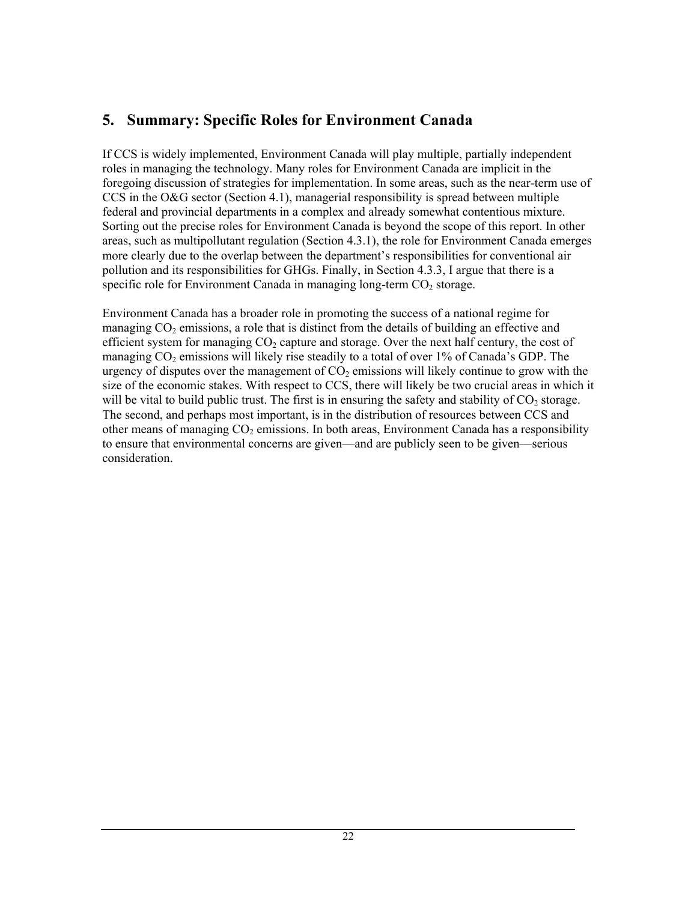## 5. Summary: Specific Roles for Environment Canada

If CCS is widely implemented, Environment Canada will play multiple, partially independent roles in managing the technology. Many roles for Environment Canada are implicit in the foregoing discussion of strategies for implementation. In some areas, such as the near-term use of CCS in the O&G sector (Section 4.1), managerial responsibility is spread between multiple federal and provincial departments in a complex and already somewhat contentious mixture. Sorting out the precise roles for Environment Canada is beyond the scope of this report. In other areas, such as multipollutant regulation (Section 4.3.1), the role for Environment Canada emerges more clearly due to the overlap between the department's responsibilities for conventional air pollution and its responsibilities for GHGs. Finally, in Section 4.3.3, I argue that there is a specific role for Environment Canada in managing long-term $CO_2$ storage.

Environment Canada has a broader role in promoting the success of a national regime for managing $CO_2$ emissions, a role that is distinct from the details of building an effective and efficient system for managing $CO_2$ capture and storage. Over the next half century, the cost of managing $CO_2$ emissions will likely rise steadily to a total of over 1% of Canada's GDP. The urgency of disputes over the management of $CO_2$ emissions will likely continue to grow with the size of the economic stakes. With respect to CCS, there will likely be two crucial areas in which it will be vital to build public trust. The first is in ensuring the safety and stability of $CO_2$ storage. The second, and perhaps most important, is in the distribution of resources between CCS and other means of managing $CO_2$ emissions. In both areas, Environment Canada has a responsibility to ensure that environmental concerns are given—and are publicly seen to be given—serious consideration.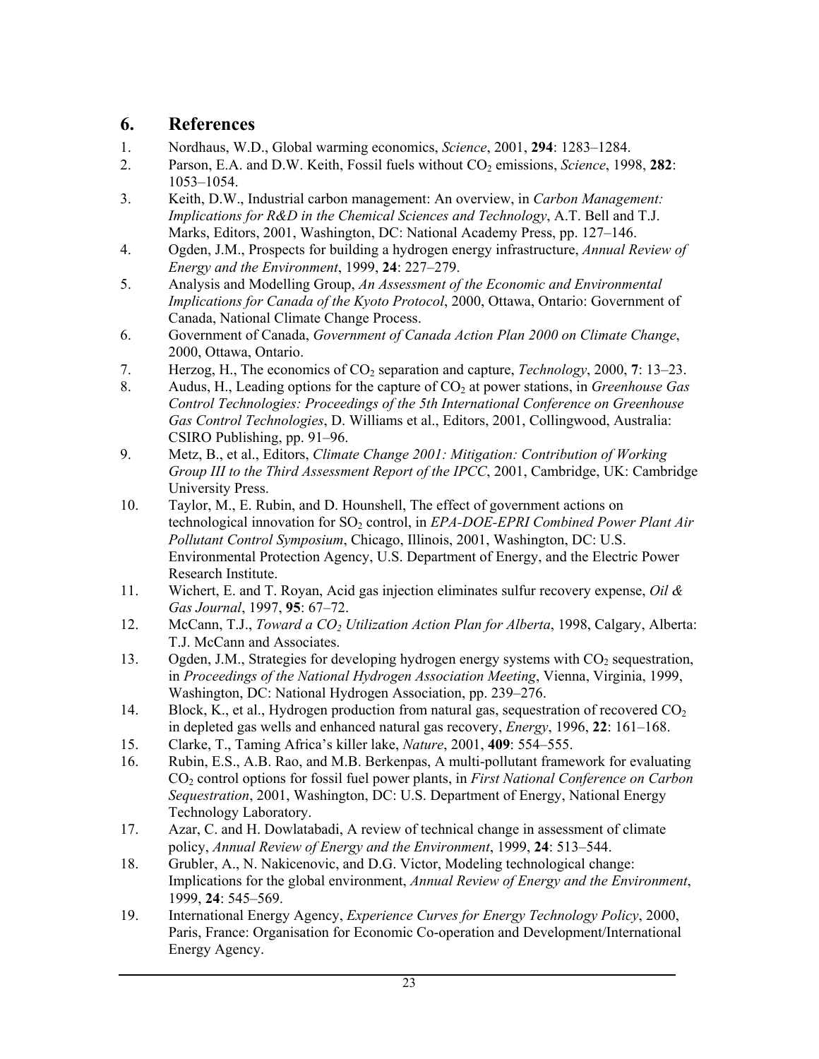## 6. References

1. Nordhaus, W.D., Global warming economics, *Science*, 2001, **294**: 1283–1284.
2. Parson, E.A. and D.W. Keith, Fossil fuels without $CO_2$ emissions, *Science*, 1998, **282**: 1053–1054.
3. Keith, D.W., Industrial carbon management: An overview, in *Carbon Management: Implications for R&D in the Chemical Sciences and Technology*, A.T. Bell and T.J. Marks, Editors, 2001, Washington, DC: National Academy Press, pp. 127–146.
4. Ogden, J.M., Prospects for building a hydrogen energy infrastructure, *Annual Review of Energy and the Environment*, 1999, **24**: 227–279.
5. Analysis and Modelling Group, *An Assessment of the Economic and Environmental Implications for Canada of the Kyoto Protocol*, 2000, Ottawa, Ontario: Government of Canada, National Climate Change Process.
6. Government of Canada, *Government of Canada Action Plan 2000 on Climate Change*, 2000, Ottawa, Ontario.
7. Herzog, H., The economics of $CO_2$ separation and capture, *Technology*, 2000, **7**: 13–23.
8. Audus, H., Leading options for the capture of $CO_2$ at power stations, in *Greenhouse Gas Control Technologies: Proceedings of the 5th International Conference on Greenhouse Gas Control Technologies*, D. Williams et al., Editors, 2001, Collingwood, Australia: CSIRO Publishing, pp. 91–96.
9. Metz, B., et al., Editors, *Climate Change 2001: Mitigation: Contribution of Working Group III to the Third Assessment Report of the IPCC*, 2001, Cambridge, UK: Cambridge University Press.
10. Taylor, M., E. Rubin, and D. Hounshell, The effect of government actions on technological innovation for $SO_2$ control, in *EPA-DOE-EPRI Combined Power Plant Air Pollutant Control Symposium*, Chicago, Illinois, 2001, Washington, DC: U.S. Environmental Protection Agency, U.S. Department of Energy, and the Electric Power Research Institute.
11. Wichert, E. and T. Royan, Acid gas injection eliminates sulfur recovery expense, *Oil & Gas Journal*, 1997, **95**: 67–72.
12. McCann, T.J., *Toward a $CO_2$ Utilization Action Plan for Alberta*, 1998, Calgary, Alberta: T.J. McCann and Associates.
13. Ogden, J.M., Strategies for developing hydrogen energy systems with $CO_2$ sequestration, in *Proceedings of the National Hydrogen Association Meeting*, Vienna, Virginia, 1999, Washington, DC: National Hydrogen Association, pp. 239–276.
14. Block, K., et al., Hydrogen production from natural gas, sequestration of recovered $CO_2$ in depleted gas wells and enhanced natural gas recovery, *Energy*, 1996, **22**: 161–168.
15. Clarke, T., Taming Africa's killer lake, *Nature*, 2001, **409**: 554–555.
16. Rubin, E.S., A.B. Rao, and M.B. Berkenpas, A multi-pollutant framework for evaluating $CO_2$ control options for fossil fuel power plants, in *First National Conference on Carbon Sequestration*, 2001, Washington, DC: U.S. Department of Energy, National Energy Technology Laboratory.
17. Azar, C. and H. Dowlatabadi, A review of technical change in assessment of climate policy, *Annual Review of Energy and the Environment*, 1999, **24**: 513–544.
18. Grubler, A., N. Nakicenovic, and D.G. Victor, Modeling technological change: Implications for the global environment, *Annual Review of Energy and the Environment*, 1999, **24**: 545–569.
19. International Energy Agency, *Experience Curves for Energy Technology Policy*, 2000, Paris, France: Organisation for Economic Co-operation and Development/International Energy Agency.